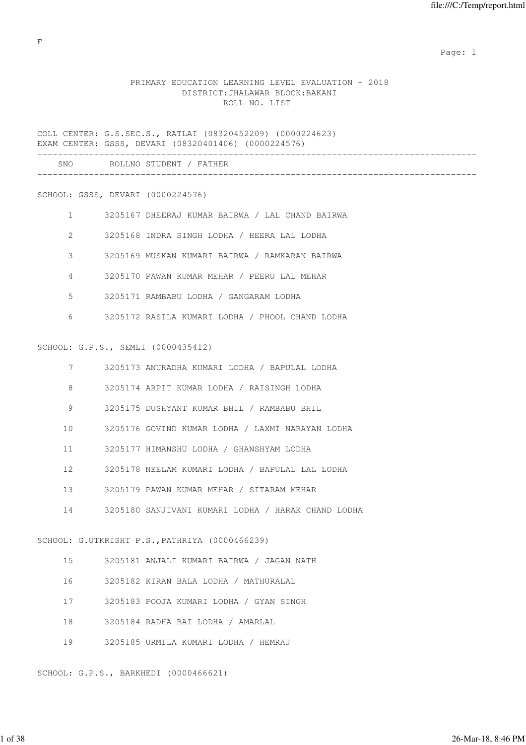F

# PRIMARY EDUCATION LEARNING LEVEL EVALUATION - 2018
## DISTRICT:JHALAWAR BLOCK:BAKANI
## ROLL NO. LIST

COLL CENTER: G.S.SEC.S., RATLAI (08320452209) (0000224623)
EXAM CENTER: GSSS, DEVARI (08320401406) (0000224576)

| SNO | ROLLNO | STUDENT / FATHER |
|---|---|---|

SCHOOL: GSSS, DEVARI (0000224576)

| SNO | ROLLNO | STUDENT / FATHER |
|---|---|---|
| 1 | 3205167 | DHEERAJ KUMAR BAIRWA / LAL CHAND BAIRWA |
| 2 | 3205168 | INDRA SINGH LODHA / HEERA LAL LODHA |
| 3 | 3205169 | MUSKAN KUMARI BAIRWA / RAMKARAN BAIRWA |
| 4 | 3205170 | PAWAN KUMAR MEHAR / PEERU LAL MEHAR |
| 5 | 3205171 | RAMBABU LODHA / GANGARAM LODHA |
| 6 | 3205172 | RASILA KUMARI LODHA / PHOOL CHAND LODHA |

SCHOOL: G.P.S., SEMLI (0000435412)

| SNO | ROLLNO | STUDENT / FATHER |
|---|---|---|
| 7 | 3205173 | ANURADHA KUMARI LODHA / BAPULAL LODHA |
| 8 | 3205174 | ARPIT KUMAR LODHA / RAISINGH LODHA |
| 9 | 3205175 | DUSHYANT KUMAR BHIL / RAMBABU BHIL |
| 10 | 3205176 | GOVIND KUMAR LODHA / LAXMI NARAYAN LODHA |
| 11 | 3205177 | HIMANSHU LODHA / GHANSHYAM LODHA |
| 12 | 3205178 | NEELAM KUMARI LODHA / BAPULAL LAL LODHA |
| 13 | 3205179 | PAWAN KUMAR MEHAR / SITARAM MEHAR |
| 14 | 3205180 | SANJIVANI KUMARI LODHA / HARAK CHAND LODHA |

SCHOOL: G.UTKRISHT P.S.,PATHRIYA (0000466239)

| SNO | ROLLNO | STUDENT / FATHER |
|---|---|---|
| 15 | 3205181 | ANJALI KUMARI BAIRWA / JAGAN NATH |
| 16 | 3205182 | KIRAN BALA LODHA / MATHURALAL |
| 17 | 3205183 | POOJA KUMARI LODHA / GYAN SINGH |
| 18 | 3205184 | RADHA BAI LODHA / AMARLAL |
| 19 | 3205185 | URMILA KUMARI LODHA / HEMRAJ |

SCHOOL: G.P.S., BARKHEDI (0000466621)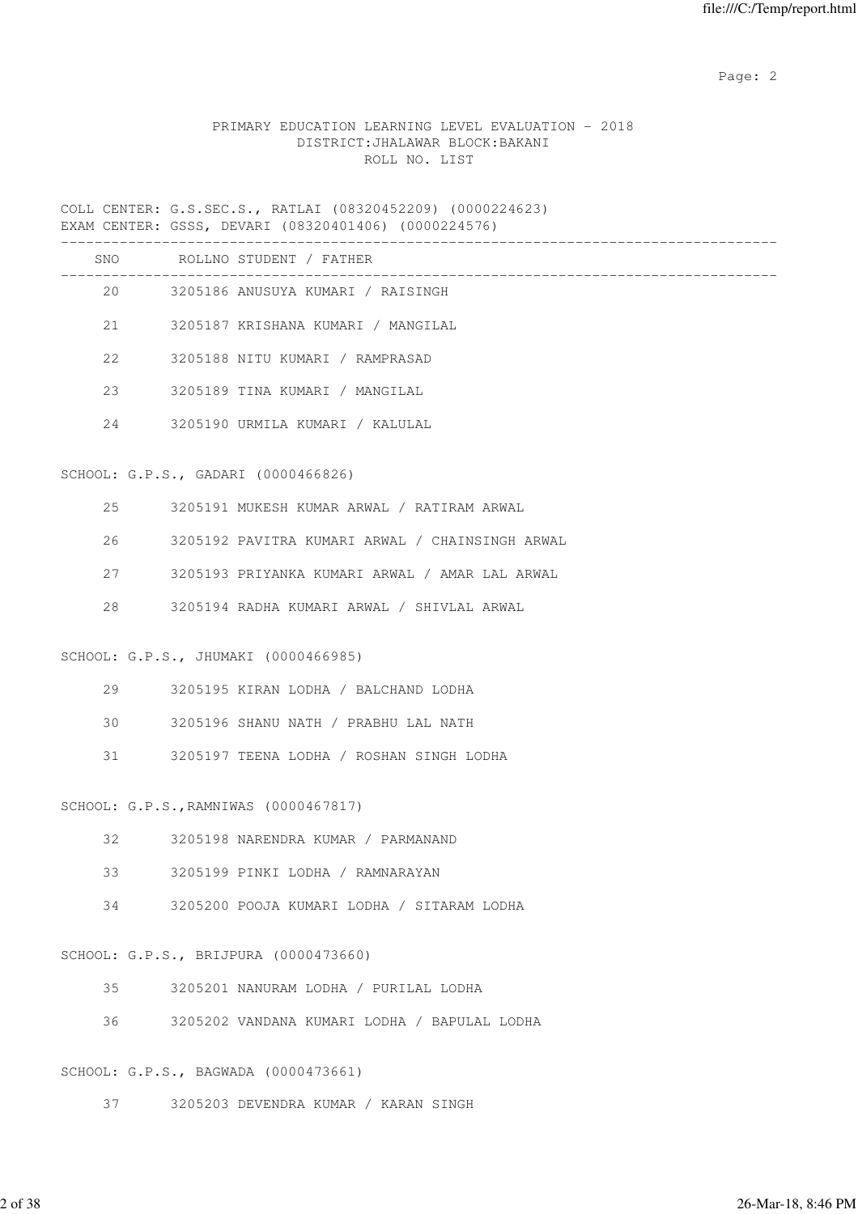PRIMARY EDUCATION LEARNING LEVEL EVALUATION - 2018
DISTRICT:JHALAWAR BLOCK:BAKANI
ROLL NO. LIST

COLL CENTER: G.S.SEC.S., RATLAI (08320452209) (0000224623)
EXAM CENTER: GSSS, DEVARI (08320401406) (0000224576)

| SNO | ROLLNO | STUDENT / FATHER |
|---|---|---|
| 20 | 3205186 | ANUSUYA KUMARI / RAISINGH |
| 21 | 3205187 | KRISHANA KUMARI / MANGILAL |
| 22 | 3205188 | NITU KUMARI / RAMPRASAD |
| 23 | 3205189 | TINA KUMARI / MANGILAL |
| 24 | 3205190 | URMILA KUMARI / KALULAL |

SCHOOL: G.P.S., GADARI (0000466826)

| SNO | ROLLNO | STUDENT / FATHER |
|---|---|---|
| 25 | 3205191 | MUKESH KUMAR ARWAL / RATIRAM ARWAL |
| 26 | 3205192 | PAVITRA KUMARI ARWAL / CHAINSINGH ARWAL |
| 27 | 3205193 | PRIYANKA KUMARI ARWAL / AMAR LAL ARWAL |
| 28 | 3205194 | RADHA KUMARI ARWAL / SHIVLAL ARWAL |

SCHOOL: G.P.S., JHUMAKI (0000466985)

| SNO | ROLLNO | STUDENT / FATHER |
|---|---|---|
| 29 | 3205195 | KIRAN LODHA / BALCHAND LODHA |
| 30 | 3205196 | SHANU NATH / PRABHU LAL NATH |
| 31 | 3205197 | TEENA LODHA / ROSHAN SINGH LODHA |

SCHOOL: G.P.S.,RAMNIWAS (0000467817)

| SNO | ROLLNO | STUDENT / FATHER |
|---|---|---|
| 32 | 3205198 | NARENDRA KUMAR / PARMANAND |
| 33 | 3205199 | PINKI LODHA / RAMNARAYAN |
| 34 | 3205200 | POOJA KUMARI LODHA / SITARAM LODHA |

SCHOOL: G.P.S., BRIJPURA (0000473660)

| SNO | ROLLNO | STUDENT / FATHER |
|---|---|---|
| 35 | 3205201 | NANURAM LODHA / PURILAL LODHA |
| 36 | 3205202 | VANDANA KUMARI LODHA / BAPULAL LODHA |

SCHOOL: G.P.S., BAGWADA (0000473661)

| SNO | ROLLNO | STUDENT / FATHER |
|---|---|---|
| 37 | 3205203 | DEVENDRA KUMAR / KARAN SINGH |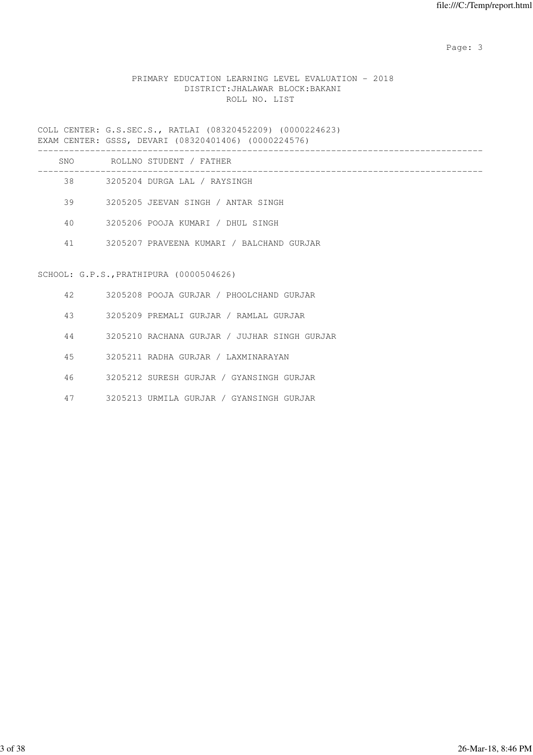PRIMARY EDUCATION LEARNING LEVEL EVALUATION - 2018
DISTRICT:JHALAWAR BLOCK:BAKANI
ROLL NO. LIST

COLL CENTER: G.S.SEC.S., RATLAI (08320452209) (0000224623)
EXAM CENTER: GSSS, DEVARI (08320401406) (0000224576)

| SNO | ROLLNO | STUDENT / FATHER |
|---|---|---|
| 38 | 3205204 | DURGA LAL / RAYSINGH |
| 39 | 3205205 | JEEVAN SINGH / ANTAR SINGH |
| 40 | 3205206 | POOJA KUMARI / DHUL SINGH |
| 41 | 3205207 | PRAVEENA KUMARI / BALCHAND GURJAR |

SCHOOL: G.P.S.,PRATHIPURA (0000504626)

| SNO | ROLLNO | STUDENT / FATHER |
|---|---|---|
| 42 | 3205208 | POOJA GURJAR / PHOOLCHAND GURJAR |
| 43 | 3205209 | PREMALI GURJAR / RAMLAL GURJAR |
| 44 | 3205210 | RACHANA GURJAR / JUJHAR SINGH GURJAR |
| 45 | 3205211 | RADHA GURJAR / LAXMINARAYAN |
| 46 | 3205212 | SURESH GURJAR / GYANSINGH GURJAR |
| 47 | 3205213 | URMILA GURJAR / GYANSINGH GURJAR |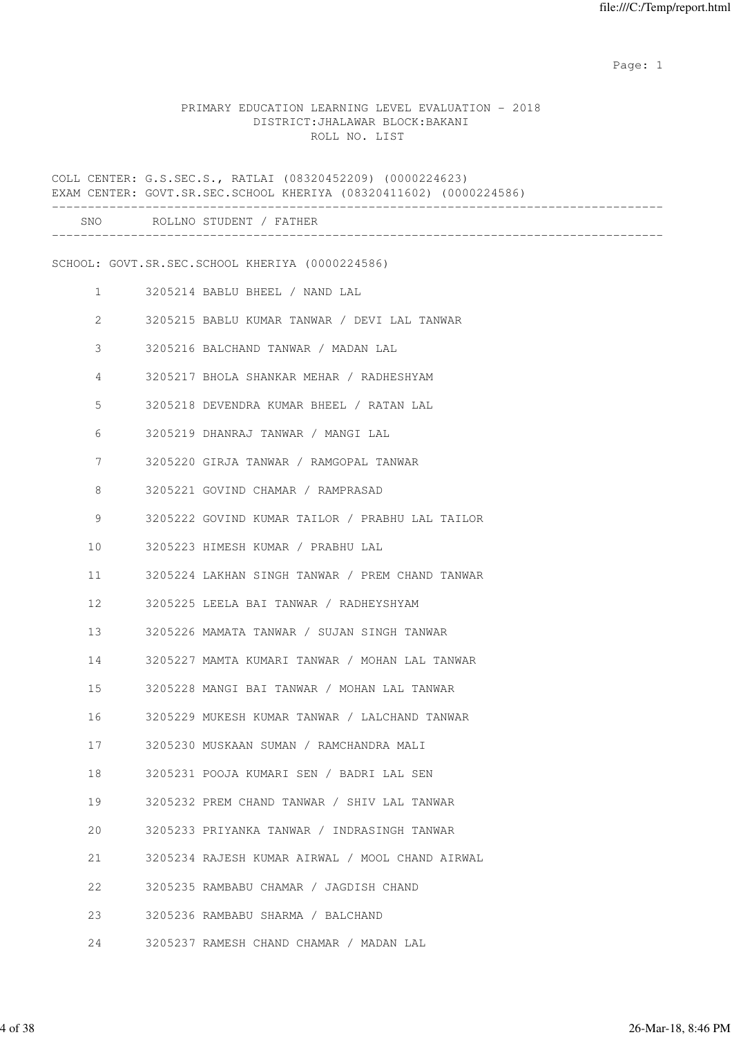# PRIMARY EDUCATION LEARNING LEVEL EVALUATION - 2018
## DISTRICT:JHALAWAR BLOCK:BAKANI
## ROLL NO. LIST

COLL CENTER: G.S.SEC.S., RATLAI (08320452209) (0000224623)
EXAM CENTER: GOVT.SR.SEC.SCHOOL KHERIYA (08320411602) (0000224586)

SCHOOL: GOVT.SR.SEC.SCHOOL KHERIYA (0000224586)

| SNO | ROLLNO | STUDENT / FATHER |
|---|---|---|
| 1 | 3205214 | BABLU BHEEL / NAND LAL |
| 2 | 3205215 | BABLU KUMAR TANWAR / DEVI LAL TANWAR |
| 3 | 3205216 | BALCHAND TANWAR / MADAN LAL |
| 4 | 3205217 | BHOLA SHANKAR MEHAR / RADHESHYAM |
| 5 | 3205218 | DEVENDRA KUMAR BHEEL / RATAN LAL |
| 6 | 3205219 | DHANRAJ TANWAR / MANGI LAL |
| 7 | 3205220 | GIRJA TANWAR / RAMGOPAL TANWAR |
| 8 | 3205221 | GOVIND CHAMAR / RAMPRASAD |
| 9 | 3205222 | GOVIND KUMAR TAILOR / PRABHU LAL TAILOR |
| 10 | 3205223 | HIMESH KUMAR / PRABHU LAL |
| 11 | 3205224 | LAKHAN SINGH TANWAR / PREM CHAND TANWAR |
| 12 | 3205225 | LEELA BAI TANWAR / RADHEYSHYAM |
| 13 | 3205226 | MAMATA TANWAR / SUJAN SINGH TANWAR |
| 14 | 3205227 | MAMTA KUMARI TANWAR / MOHAN LAL TANWAR |
| 15 | 3205228 | MANGI BAI TANWAR / MOHAN LAL TANWAR |
| 16 | 3205229 | MUKESH KUMAR TANWAR / LALCHAND TANWAR |
| 17 | 3205230 | MUSKAAN SUMAN / RAMCHANDRA MALI |
| 18 | 3205231 | POOJA KUMARI SEN / BADRI LAL SEN |
| 19 | 3205232 | PREM CHAND TANWAR / SHIV LAL TANWAR |
| 20 | 3205233 | PRIYANKA TANWAR / INDRASINGH TANWAR |
| 21 | 3205234 | RAJESH KUMAR AIRWAL / MOOL CHAND AIRWAL |
| 22 | 3205235 | RAMBABU CHAMAR / JAGDISH CHAND |
| 23 | 3205236 | RAMBABU SHARMA / BALCHAND |
| 24 | 3205237 | RAMESH CHAND CHAMAR / MADAN LAL |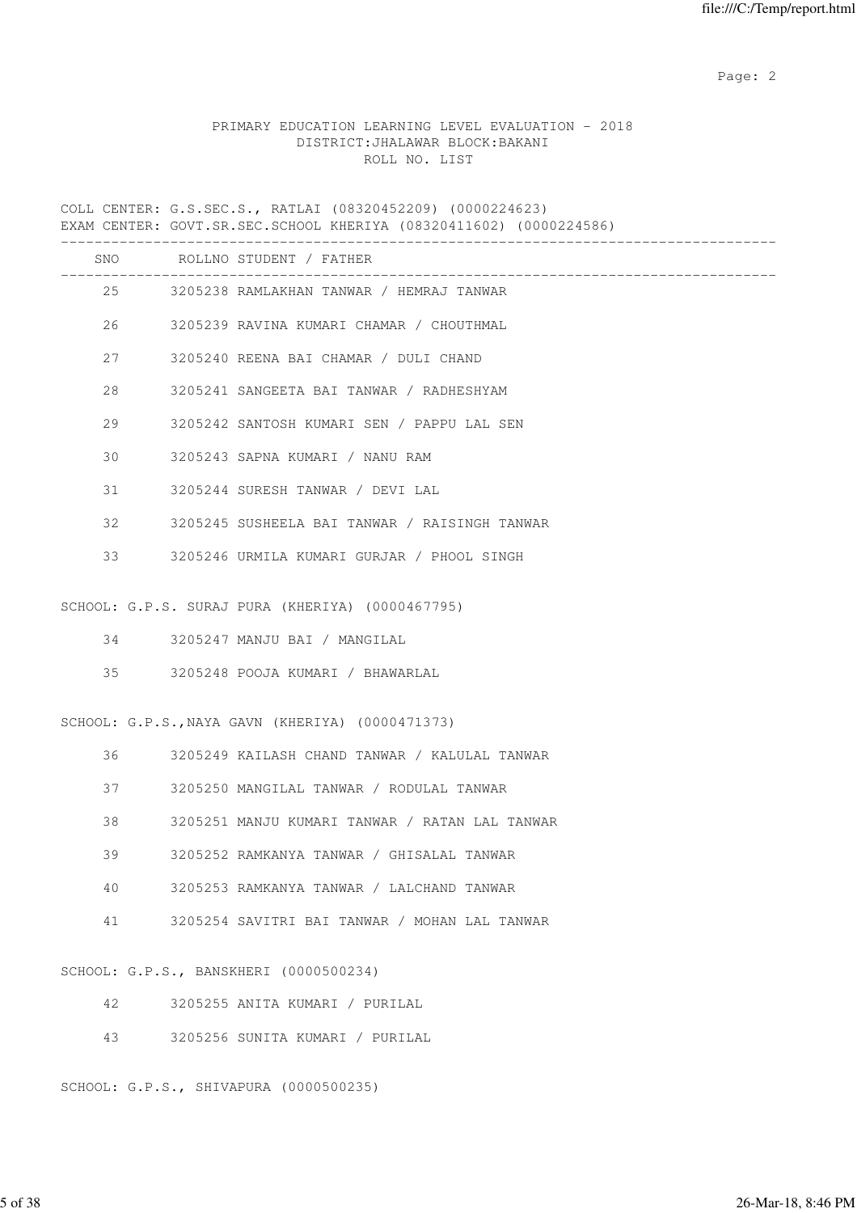PRIMARY EDUCATION LEARNING LEVEL EVALUATION - 2018
DISTRICT:JHALAWAR BLOCK:BAKANI
ROLL NO. LIST

COLL CENTER: G.S.SEC.S., RATLAI (08320452209) (0000224623)
EXAM CENTER: GOVT.SR.SEC.SCHOOL KHERIYA (08320411602) (0000224586)

| SNO | ROLLNO | STUDENT / FATHER |
|---|---|---|
| 25 | 3205238 | RAMLAKHAN TANWAR / HEMRAJ TANWAR |
| 26 | 3205239 | RAVINA KUMARI CHAMAR / CHOUTHMAL |
| 27 | 3205240 | REENA BAI CHAMAR / DULI CHAND |
| 28 | 3205241 | SANGEETA BAI TANWAR / RADHESHYAM |
| 29 | 3205242 | SANTOSH KUMARI SEN / PAPPU LAL SEN |
| 30 | 3205243 | SAPNA KUMARI / NANU RAM |
| 31 | 3205244 | SURESH TANWAR / DEVI LAL |
| 32 | 3205245 | SUSHEELA BAI TANWAR / RAISINGH TANWAR |
| 33 | 3205246 | URMILA KUMARI GURJAR / PHOOL SINGH |

SCHOOL: G.P.S. SURAJ PURA (KHERIYA) (0000467795)

| SNO | ROLLNO | STUDENT / FATHER |
|---|---|---|
| 34 | 3205247 | MANJU BAI / MANGILAL |
| 35 | 3205248 | POOJA KUMARI / BHAWARLAL |

SCHOOL: G.P.S.,NAYA GAVN (KHERIYA) (0000471373)

| SNO | ROLLNO | STUDENT / FATHER |
|---|---|---|
| 36 | 3205249 | KAILASH CHAND TANWAR / KALULAL TANWAR |
| 37 | 3205250 | MANGILAL TANWAR / RODULAL TANWAR |
| 38 | 3205251 | MANJU KUMARI TANWAR / RATAN LAL TANWAR |
| 39 | 3205252 | RAMKANYA TANWAR / GHISALAL TANWAR |
| 40 | 3205253 | RAMKANYA TANWAR / LALCHAND TANWAR |
| 41 | 3205254 | SAVITRI BAI TANWAR / MOHAN LAL TANWAR |

SCHOOL: G.P.S., BANSKHERI (0000500234)

| SNO | ROLLNO | STUDENT / FATHER |
|---|---|---|
| 42 | 3205255 | ANITA KUMARI / PURILAL |
| 43 | 3205256 | SUNITA KUMARI / PURILAL |

SCHOOL: G.P.S., SHIVAPURA (0000500235)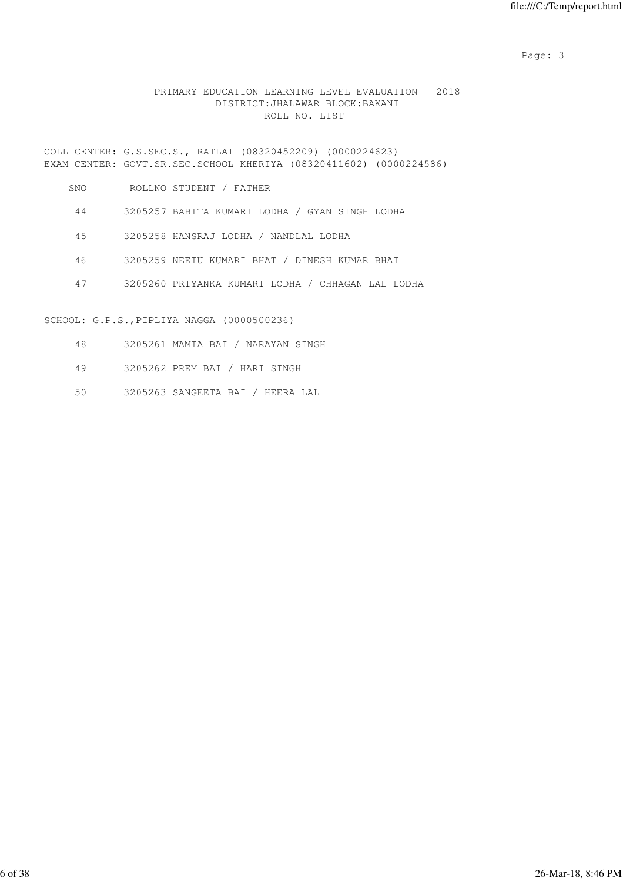PRIMARY EDUCATION LEARNING LEVEL EVALUATION - 2018
DISTRICT:JHALAWAR BLOCK:BAKANI
ROLL NO. LIST

COLL CENTER: G.S.SEC.S., RATLAI (08320452209) (0000224623)
EXAM CENTER: GOVT.SR.SEC.SCHOOL KHERIYA (08320411602) (0000224586)

| SNO | ROLLNO | STUDENT / FATHER |
|---|---|---|
| 44 | 3205257 | BABITA KUMARI LODHA / GYAN SINGH LODHA |
| 45 | 3205258 | HANSRAJ LODHA / NANDLAL LODHA |
| 46 | 3205259 | NEETU KUMARI BHAT / DINESH KUMAR BHAT |
| 47 | 3205260 | PRIYANKA KUMARI LODHA / CHHAGAN LAL LODHA |

SCHOOL: G.P.S.,PIPLIYA NAGGA (0000500236)

| SNO | ROLLNO | STUDENT / FATHER |
|---|---|---|
| 48 | 3205261 | MAMTA BAI / NARAYAN SINGH |
| 49 | 3205262 | PREM BAI / HARI SINGH |
| 50 | 3205263 | SANGEETA BAI / HEERA LAL |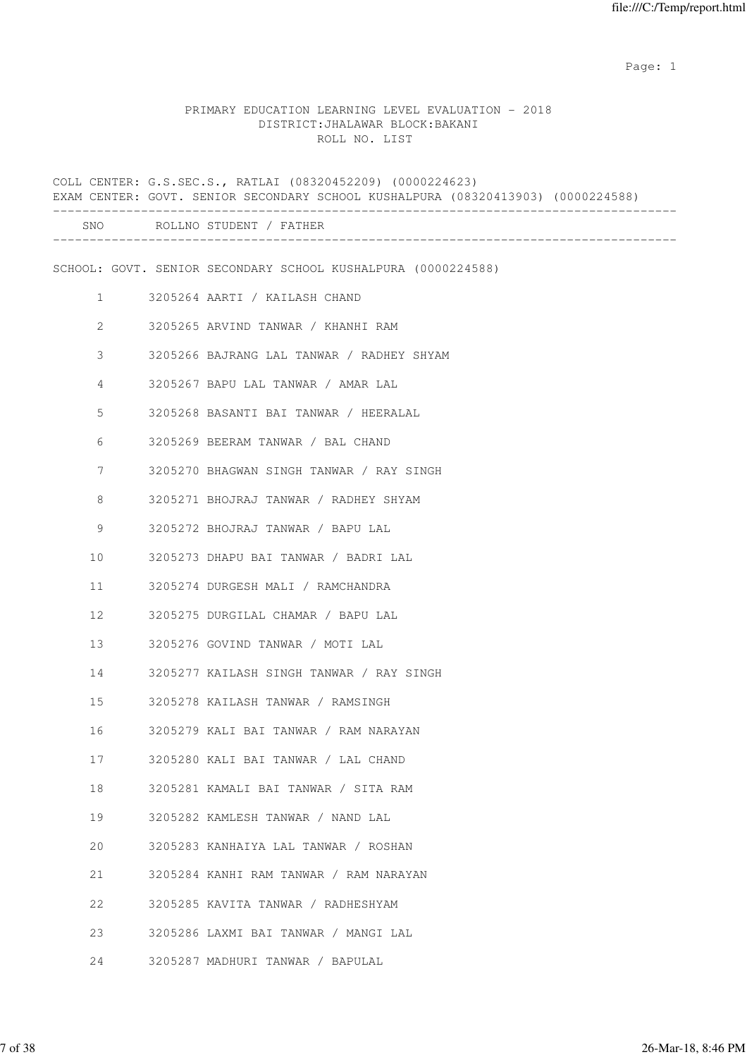PRIMARY EDUCATION LEARNING LEVEL EVALUATION - 2018
DISTRICT:JHALAWAR BLOCK:BAKANI
ROLL NO. LIST

COLL CENTER: G.S.SEC.S., RATLAI (08320452209) (0000224623)
EXAM CENTER: GOVT. SENIOR SECONDARY SCHOOL KUSHALPURA (08320413903) (0000224588)

| SNO | ROLLNO | STUDENT / FATHER |
|---|---|---|

SCHOOL: GOVT. SENIOR SECONDARY SCHOOL KUSHALPURA (0000224588)

| SNO | ROLLNO | STUDENT / FATHER |
|---|---|---|
| 1 | 3205264 | AARTI / KAILASH CHAND |
| 2 | 3205265 | ARVIND TANWAR / KHANHI RAM |
| 3 | 3205266 | BAJRANG LAL TANWAR / RADHEY SHYAM |
| 4 | 3205267 | BAPU LAL TANWAR / AMAR LAL |
| 5 | 3205268 | BASANTI BAI TANWAR / HEERALAL |
| 6 | 3205269 | BEERAM TANWAR / BAL CHAND |
| 7 | 3205270 | BHAGWAN SINGH TANWAR / RAY SINGH |
| 8 | 3205271 | BHOJRAJ TANWAR / RADHEY SHYAM |
| 9 | 3205272 | BHOJRAJ TANWAR / BAPU LAL |
| 10 | 3205273 | DHAPU BAI TANWAR / BADRI LAL |
| 11 | 3205274 | DURGESH MALI / RAMCHANDRA |
| 12 | 3205275 | DURGILAL CHAMAR / BAPU LAL |
| 13 | 3205276 | GOVIND TANWAR / MOTI LAL |
| 14 | 3205277 | KAILASH SINGH TANWAR / RAY SINGH |
| 15 | 3205278 | KAILASH TANWAR / RAMSINGH |
| 16 | 3205279 | KALI BAI TANWAR / RAM NARAYAN |
| 17 | 3205280 | KALI BAI TANWAR / LAL CHAND |
| 18 | 3205281 | KAMALI BAI TANWAR / SITA RAM |
| 19 | 3205282 | KAMLESH TANWAR / NAND LAL |
| 20 | 3205283 | KANHAIYA LAL TANWAR / ROSHAN |
| 21 | 3205284 | KANHI RAM TANWAR / RAM NARAYAN |
| 22 | 3205285 | KAVITA TANWAR / RADHESHYAM |
| 23 | 3205286 | LAXMI BAI TANWAR / MANGI LAL |
| 24 | 3205287 | MADHURI TANWAR / BAPULAL |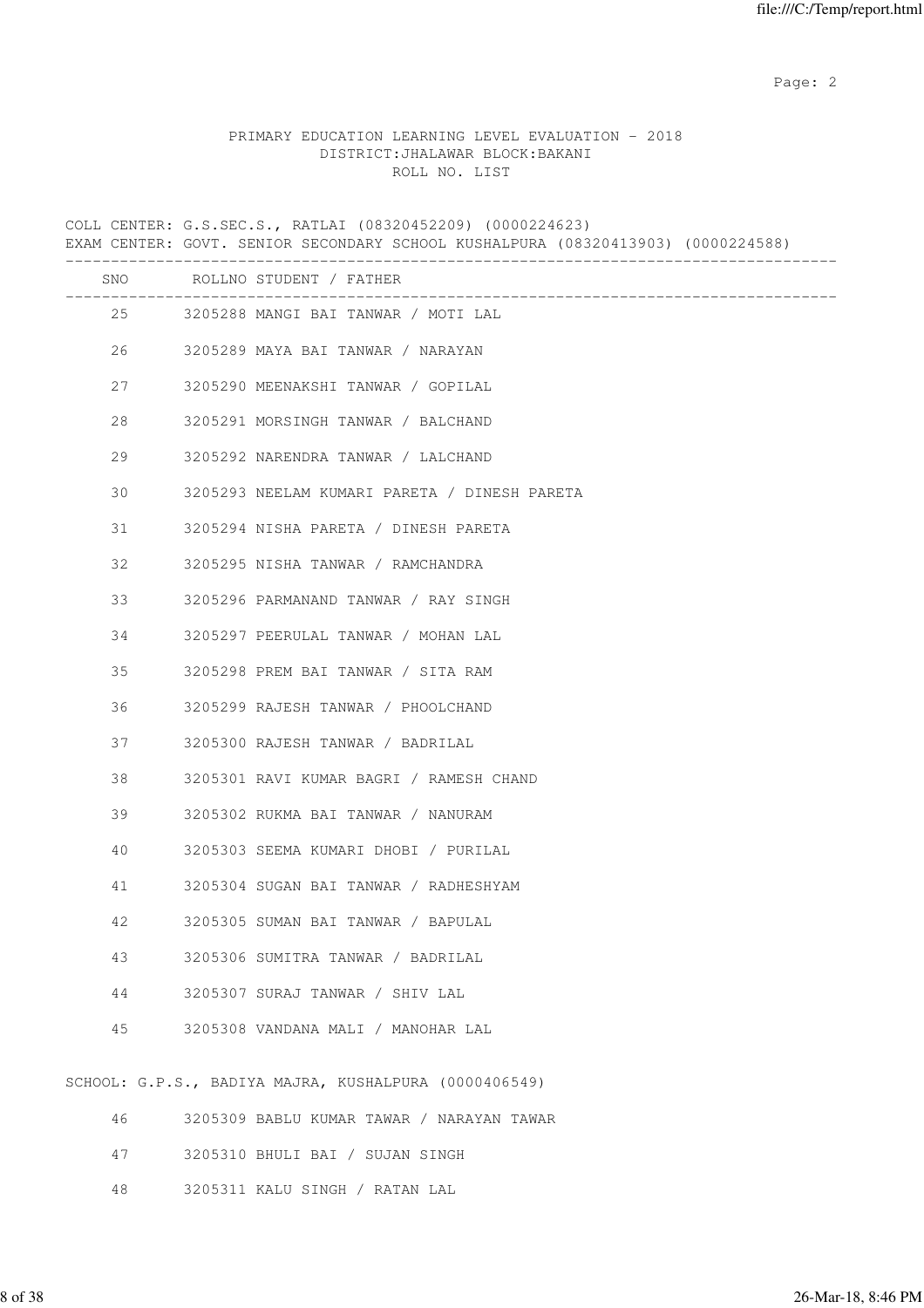PRIMARY EDUCATION LEARNING LEVEL EVALUATION - 2018
DISTRICT:JHALAWAR BLOCK:BAKANI
ROLL NO. LIST

COLL CENTER: G.S.SEC.S., RATLAI (08320452209) (0000224623)
EXAM CENTER: GOVT. SENIOR SECONDARY SCHOOL KUSHALPURA (08320413903) (0000224588)

| SNO | ROLLNO | STUDENT / FATHER |
|---|---|---|
| 25 | 3205288 | MANGI BAI TANWAR / MOTI LAL |
| 26 | 3205289 | MAYA BAI TANWAR / NARAYAN |
| 27 | 3205290 | MEENAKSHI TANWAR / GOPILAL |
| 28 | 3205291 | MORSINGH TANWAR / BALCHAND |
| 29 | 3205292 | NARENDRA TANWAR / LALCHAND |
| 30 | 3205293 | NEELAM KUMARI PARETA / DINESH PARETA |
| 31 | 3205294 | NISHA PARETA / DINESH PARETA |
| 32 | 3205295 | NISHA TANWAR / RAMCHANDRA |
| 33 | 3205296 | PARMANAND TANWAR / RAY SINGH |
| 34 | 3205297 | PEERULAL TANWAR / MOHAN LAL |
| 35 | 3205298 | PREM BAI TANWAR / SITA RAM |
| 36 | 3205299 | RAJESH TANWAR / PHOOLCHAND |
| 37 | 3205300 | RAJESH TANWAR / BADRILAL |
| 38 | 3205301 | RAVI KUMAR BAGRI / RAMESH CHAND |
| 39 | 3205302 | RUKMA BAI TANWAR / NANURAM |
| 40 | 3205303 | SEEMA KUMARI DHOBI / PURILAL |
| 41 | 3205304 | SUGAN BAI TANWAR / RADHESHYAM |
| 42 | 3205305 | SUMAN BAI TANWAR / BAPULAL |
| 43 | 3205306 | SUMITRA TANWAR / BADRILAL |
| 44 | 3205307 | SURAJ TANWAR / SHIV LAL |
| 45 | 3205308 | VANDANA MALI / MANOHAR LAL |

SCHOOL: G.P.S., BADIYA MAJRA, KUSHALPURA (0000406549)

| SNO | ROLLNO | STUDENT / FATHER |
|---|---|---|
| 46 | 3205309 | BABLU KUMAR TAWAR / NARAYAN TAWAR |
| 47 | 3205310 | BHULI BAI / SUJAN SINGH |
| 48 | 3205311 | KALU SINGH / RATAN LAL |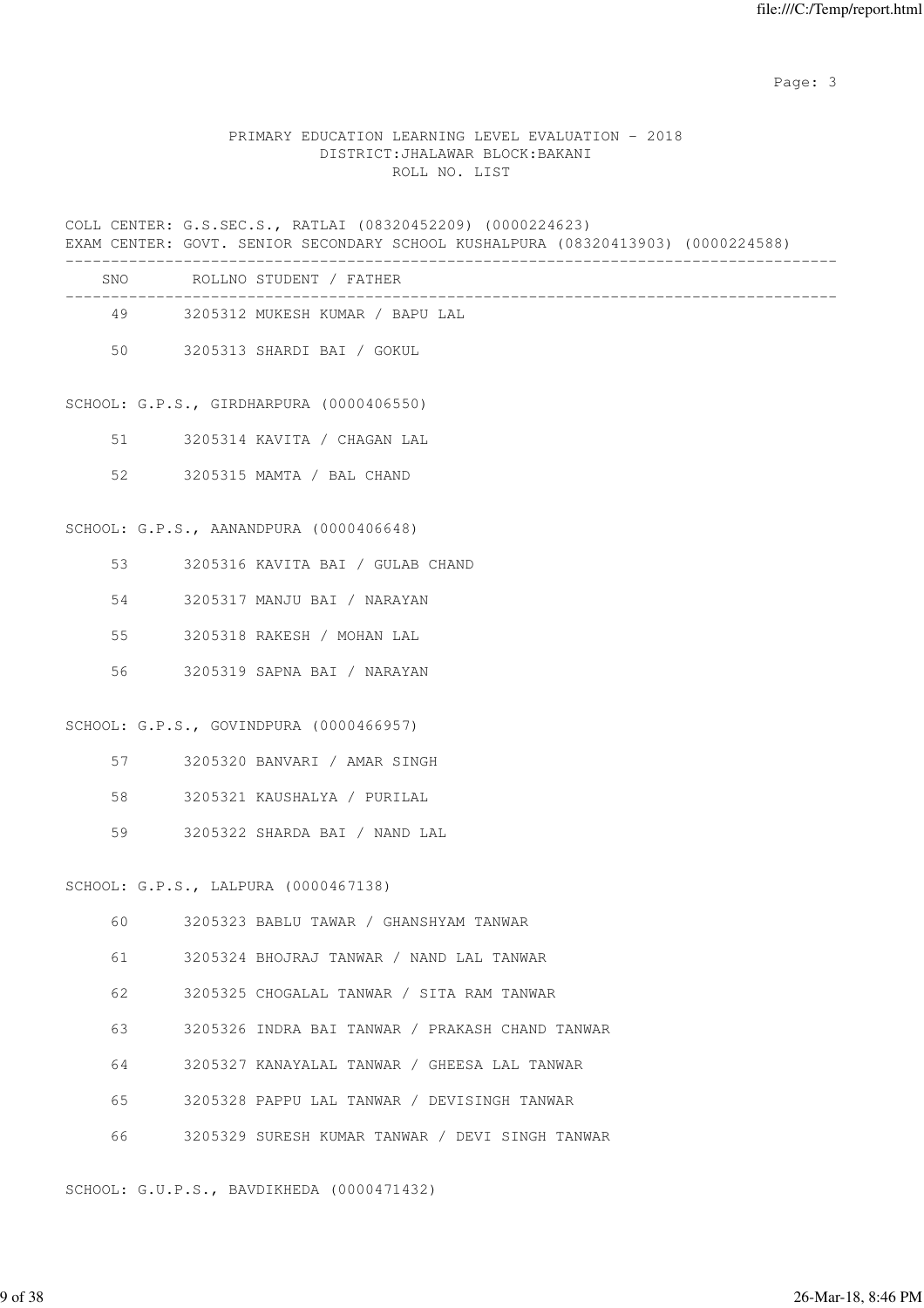PRIMARY EDUCATION LEARNING LEVEL EVALUATION - 2018
DISTRICT:JHALAWAR BLOCK:BAKANI
ROLL NO. LIST

COLL CENTER: G.S.SEC.S., RATLAI (08320452209) (0000224623)
EXAM CENTER: GOVT. SENIOR SECONDARY SCHOOL KUSHALPURA (08320413903) (0000224588)

| SNO | ROLLNO | STUDENT / FATHER |
|---|---|---|
| 49 | 3205312 | MUKESH KUMAR / BAPU LAL |
| 50 | 3205313 | SHARDI BAI / GOKUL |

SCHOOL: G.P.S., GIRDHARPURA (0000406550)

| SNO | ROLLNO | STUDENT / FATHER |
|---|---|---|
| 51 | 3205314 | KAVITA / CHAGAN LAL |
| 52 | 3205315 | MAMTA / BAL CHAND |

SCHOOL: G.P.S., AANANDPURA (0000406648)

| SNO | ROLLNO | STUDENT / FATHER |
|---|---|---|
| 53 | 3205316 | KAVITA BAI / GULAB CHAND |
| 54 | 3205317 | MANJU BAI / NARAYAN |
| 55 | 3205318 | RAKESH / MOHAN LAL |
| 56 | 3205319 | SAPNA BAI / NARAYAN |

SCHOOL: G.P.S., GOVINDPURA (0000466957)

| SNO | ROLLNO | STUDENT / FATHER |
|---|---|---|
| 57 | 3205320 | BANVARI / AMAR SINGH |
| 58 | 3205321 | KAUSHALYA / PURILAL |
| 59 | 3205322 | SHARDA BAI / NAND LAL |

SCHOOL: G.P.S., LALPURA (0000467138)

| SNO | ROLLNO | STUDENT / FATHER |
|---|---|---|
| 60 | 3205323 | BABLU TAWAR / GHANSHYAM TANWAR |
| 61 | 3205324 | BHOJRAJ TANWAR / NAND LAL TANWAR |
| 62 | 3205325 | CHOGALAL TANWAR / SITA RAM TANWAR |
| 63 | 3205326 | INDRA BAI TANWAR / PRAKASH CHAND TANWAR |
| 64 | 3205327 | KANAYALAL TANWAR / GHEESA LAL TANWAR |
| 65 | 3205328 | PAPPU LAL TANWAR / DEVISINGH TANWAR |
| 66 | 3205329 | SURESH KUMAR TANWAR / DEVI SINGH TANWAR |

SCHOOL: G.U.P.S., BAVDIKHEDA (0000471432)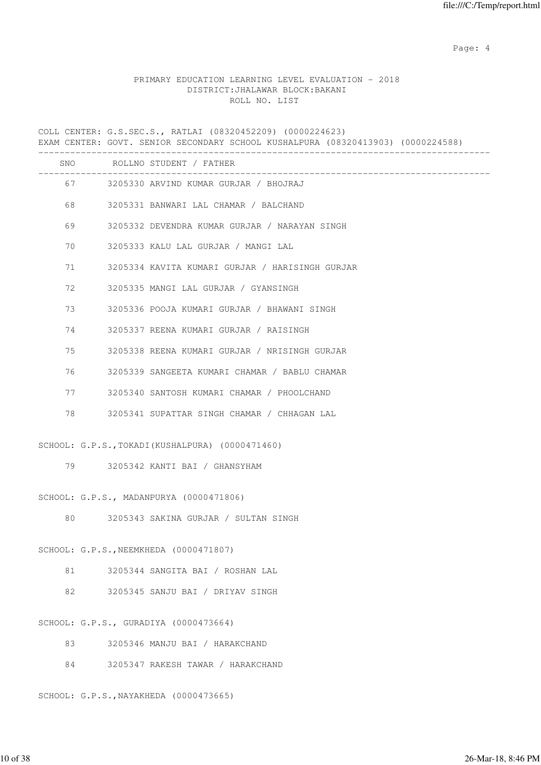PRIMARY EDUCATION LEARNING LEVEL EVALUATION - 2018
DISTRICT:JHALAWAR BLOCK:BAKANI
ROLL NO. LIST

COLL CENTER: G.S.SEC.S., RATLAI (08320452209) (0000224623)
EXAM CENTER: GOVT. SENIOR SECONDARY SCHOOL KUSHALPURA (08320413903) (0000224588)

| SNO | ROLLNO STUDENT / FATHER |
|---|---|
| 67 | 3205330 ARVIND KUMAR GURJAR / BHOJRAJ |
| 68 | 3205331 BANWARI LAL CHAMAR / BALCHAND |
| 69 | 3205332 DEVENDRA KUMAR GURJAR / NARAYAN SINGH |
| 70 | 3205333 KALU LAL GURJAR / MANGI LAL |
| 71 | 3205334 KAVITA KUMARI GURJAR / HARISINGH GURJAR |
| 72 | 3205335 MANGI LAL GURJAR / GYANSINGH |
| 73 | 3205336 POOJA KUMARI GURJAR / BHAWANI SINGH |
| 74 | 3205337 REENA KUMARI GURJAR / RAISINGH |
| 75 | 3205338 REENA KUMARI GURJAR / NRISINGH GURJAR |
| 76 | 3205339 SANGEETA KUMARI CHAMAR / BABLU CHAMAR |
| 77 | 3205340 SANTOSH KUMARI CHAMAR / PHOOLCHAND |
| 78 | 3205341 SUPATTAR SINGH CHAMAR / CHHAGAN LAL |

SCHOOL: G.P.S.,TOKADI(KUSHALPURA) (0000471460)

| SNO | ROLLNO STUDENT / FATHER |
|---|---|
| 79 | 3205342 KANTI BAI / GHANSYHAM |

SCHOOL: G.P.S., MADANPURYA (0000471806)

| SNO | ROLLNO STUDENT / FATHER |
|---|---|
| 80 | 3205343 SAKINA GURJAR / SULTAN SINGH |

SCHOOL: G.P.S.,NEEMKHEDA (0000471807)

| SNO | ROLLNO STUDENT / FATHER |
|---|---|
| 81 | 3205344 SANGITA BAI / ROSHAN LAL |
| 82 | 3205345 SANJU BAI / DRIYAV SINGH |

SCHOOL: G.P.S., GURADIYA (0000473664)

| SNO | ROLLNO STUDENT / FATHER |
|---|---|
| 83 | 3205346 MANJU BAI / HARAKCHAND |
| 84 | 3205347 RAKESH TAWAR / HARAKCHAND |

SCHOOL: G.P.S.,NAYAKHEDA (0000473665)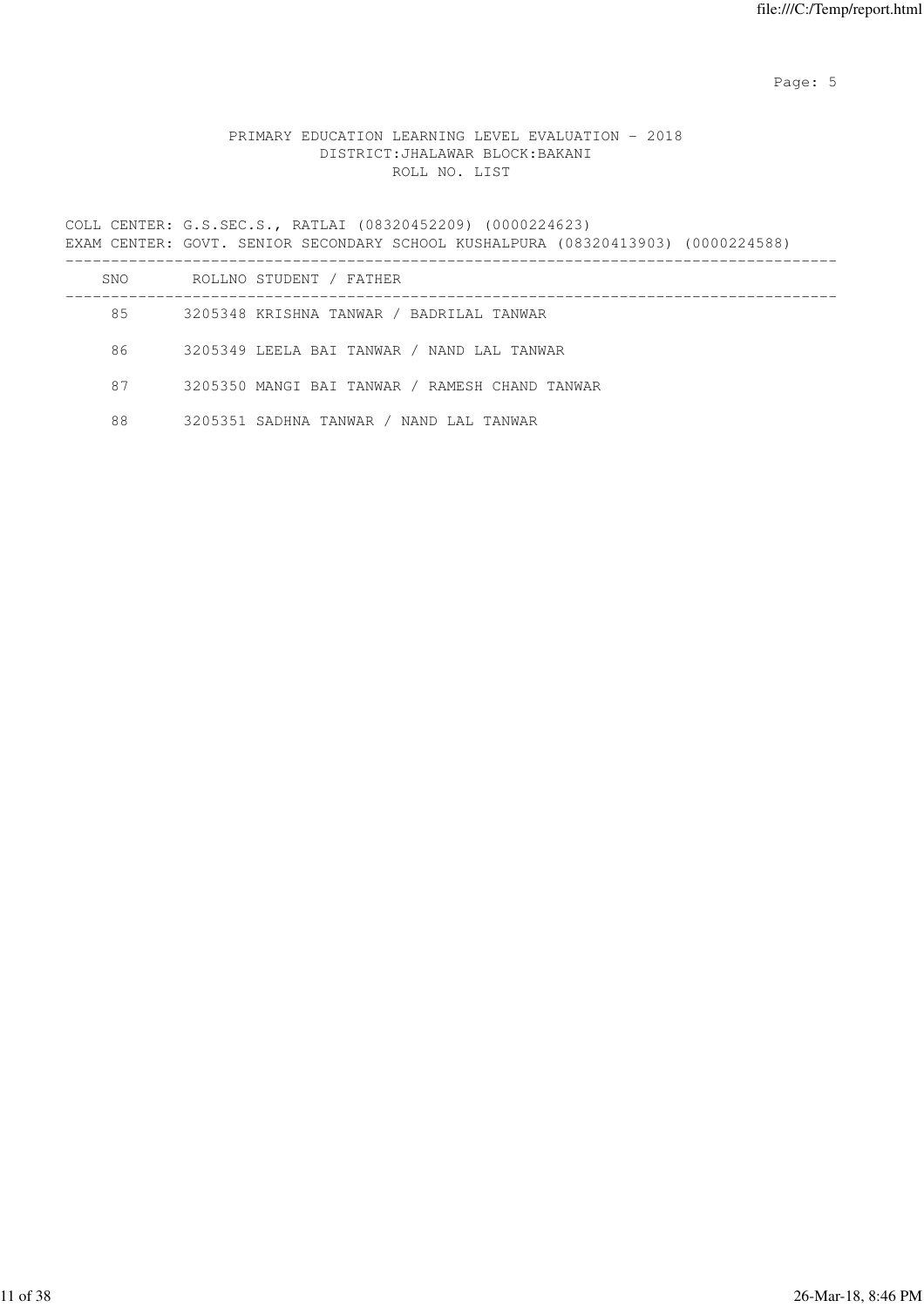# PRIMARY EDUCATION LEARNING LEVEL EVALUATION - 2018

## DISTRICT:JHALAWAR BLOCK:BAKANI

### ROLL NO. LIST

COLL CENTER: G.S.SEC.S., RATLAI (08320452209) (0000224623)
EXAM CENTER: GOVT. SENIOR SECONDARY SCHOOL KUSHALPURA (08320413903) (0000224588)

| SNO | ROLLNO | STUDENT / FATHER |
|---|---|---|
| 85 | 3205348 | KRISHNA TANWAR / BADRILAL TANWAR |
| 86 | 3205349 | LEELA BAI TANWAR / NAND LAL TANWAR |
| 87 | 3205350 | MANGI BAI TANWAR / RAMESH CHAND TANWAR |
| 88 | 3205351 | SADHNA TANWAR / NAND LAL TANWAR |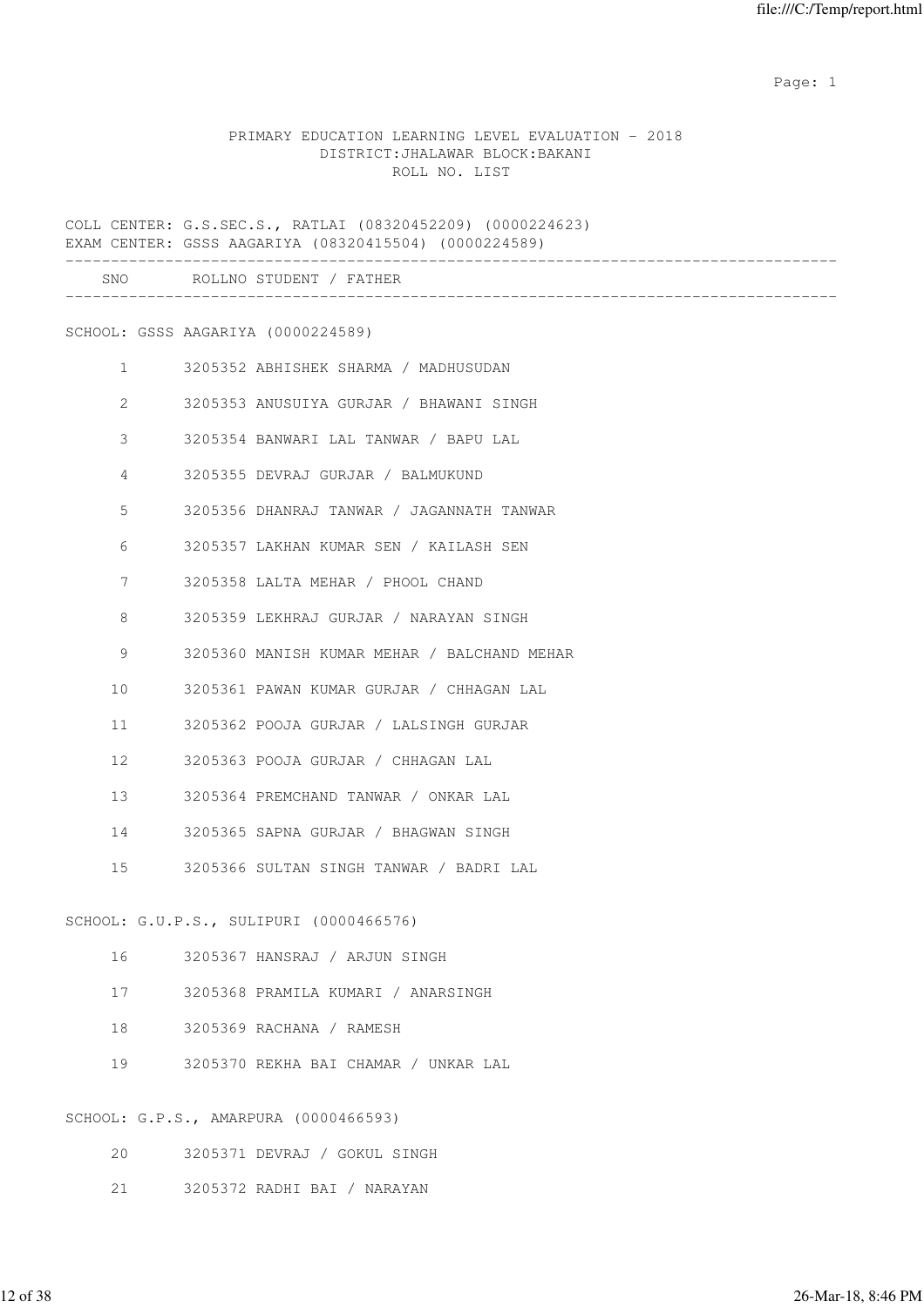PRIMARY EDUCATION LEARNING LEVEL EVALUATION - 2018
DISTRICT:JHALAWAR BLOCK:BAKANI
ROLL NO. LIST

COLL CENTER: G.S.SEC.S., RATLAI (08320452209) (0000224623)
EXAM CENTER: GSSS AAGARIYA (08320415504) (0000224589)

| SNO | ROLLNO | STUDENT / FATHER |
|---|---|---|
| **SCHOOL: GSSS AAGARIYA (0000224589)** | | |
| 1 | 3205352 | ABHISHEK SHARMA / MADHUSUDAN |
| 2 | 3205353 | ANUSUIYA GURJAR / BHAWANI SINGH |
| 3 | 3205354 | BANWARI LAL TANWAR / BAPU LAL |
| 4 | 3205355 | DEVRAJ GURJAR / BALMUKUND |
| 5 | 3205356 | DHANRAJ TANWAR / JAGANNATH TANWAR |
| 6 | 3205357 | LAKHAN KUMAR SEN / KAILASH SEN |
| 7 | 3205358 | LALTA MEHAR / PHOOL CHAND |
| 8 | 3205359 | LEKHRAJ GURJAR / NARAYAN SINGH |
| 9 | 3205360 | MANISH KUMAR MEHAR / BALCHAND MEHAR |
| 10 | 3205361 | PAWAN KUMAR GURJAR / CHHAGAN LAL |
| 11 | 3205362 | POOJA GURJAR / LALSINGH GURJAR |
| 12 | 3205363 | POOJA GURJAR / CHHAGAN LAL |
| 13 | 3205364 | PREMCHAND TANWAR / ONKAR LAL |
| 14 | 3205365 | SAPNA GURJAR / BHAGWAN SINGH |
| 15 | 3205366 | SULTAN SINGH TANWAR / BADRI LAL |
| **SCHOOL: G.U.P.S., SULIPURI (0000466576)** | | |
| 16 | 3205367 | HANSRAJ / ARJUN SINGH |
| 17 | 3205368 | PRAMILA KUMARI / ANARSINGH |
| 18 | 3205369 | RACHANA / RAMESH |
| 19 | 3205370 | REKHA BAI CHAMAR / UNKAR LAL |
| **SCHOOL: G.P.S., AMARPURA (0000466593)** | | |
| 20 | 3205371 | DEVRAJ / GOKUL SINGH |
| 21 | 3205372 | RADHI BAI / NARAYAN |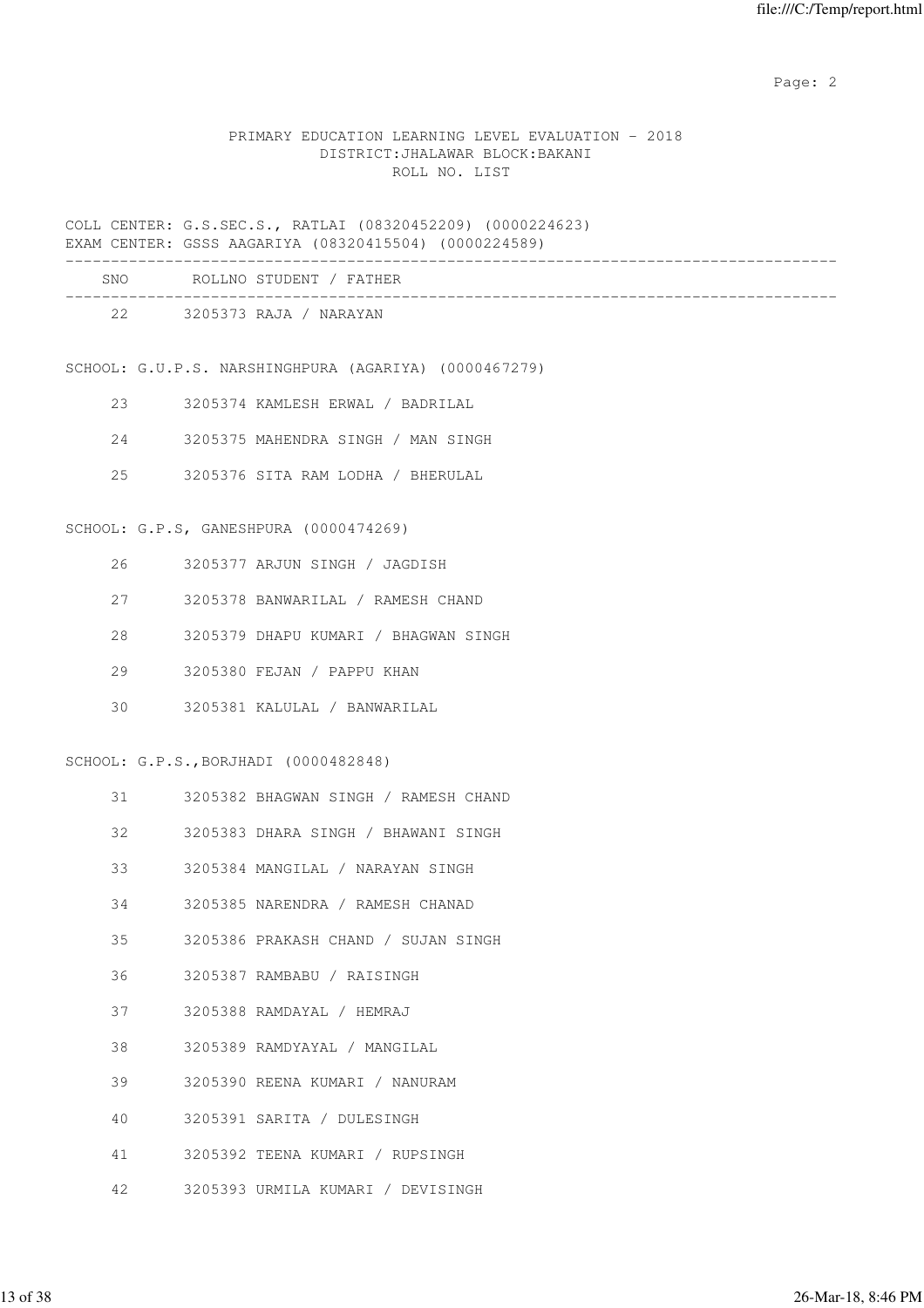PRIMARY EDUCATION LEARNING LEVEL EVALUATION - 2018
DISTRICT:JHALAWAR BLOCK:BAKANI
ROLL NO. LIST

COLL CENTER: G.S.SEC.S., RATLAI (08320452209) (0000224623)
EXAM CENTER: GSSS AAGARIYA (08320415504) (0000224589)

| SNO | ROLLNO | STUDENT / FATHER |
|---|---|---|
| 22 | 3205373 | RAJA / NARAYAN |

SCHOOL: G.U.P.S. NARSHINGHPURA (AGARIYA) (0000467279)

| SNO | ROLLNO | STUDENT / FATHER |
|---|---|---|
| 23 | 3205374 | KAMLESH ERWAL / BADRILAL |
| 24 | 3205375 | MAHENDRA SINGH / MAN SINGH |
| 25 | 3205376 | SITA RAM LODHA / BHERULAL |

SCHOOL: G.P.S, GANESHPURA (0000474269)

| SNO | ROLLNO | STUDENT / FATHER |
|---|---|---|
| 26 | 3205377 | ARJUN SINGH / JAGDISH |
| 27 | 3205378 | BANWARILAL / RAMESH CHAND |
| 28 | 3205379 | DHAPU KUMARI / BHAGWAN SINGH |
| 29 | 3205380 | FEJAN / PAPPU KHAN |
| 30 | 3205381 | KALULAL / BANWARILAL |

SCHOOL: G.P.S.,BORJHADI (0000482848)

| SNO | ROLLNO | STUDENT / FATHER |
|---|---|---|
| 31 | 3205382 | BHAGWAN SINGH / RAMESH CHAND |
| 32 | 3205383 | DHARA SINGH / BHAWANI SINGH |
| 33 | 3205384 | MANGILAL / NARAYAN SINGH |
| 34 | 3205385 | NARENDRA / RAMESH CHANAD |
| 35 | 3205386 | PRAKASH CHAND / SUJAN SINGH |
| 36 | 3205387 | RAMBABU / RAISINGH |
| 37 | 3205388 | RAMDAYAL / HEMRAJ |
| 38 | 3205389 | RAMDYAYAL / MANGILAL |
| 39 | 3205390 | REENA KUMARI / NANURAM |
| 40 | 3205391 | SARITA / DULESINGH |
| 41 | 3205392 | TEENA KUMARI / RUPSINGH |
| 42 | 3205393 | URMILA KUMARI / DEVISINGH |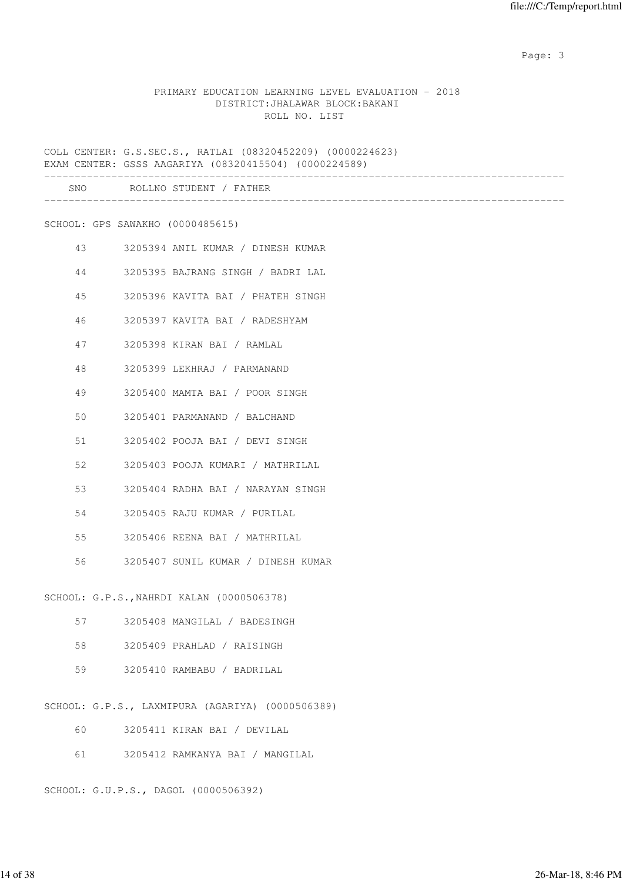PRIMARY EDUCATION LEARNING LEVEL EVALUATION - 2018
DISTRICT:JHALAWAR BLOCK:BAKANI
ROLL NO. LIST

COLL CENTER: G.S.SEC.S., RATLAI (08320452209) (0000224623)
EXAM CENTER: GSSS AAGARIYA (08320415504) (0000224589)

| SNO | ROLLNO | STUDENT / FATHER |
|---|---|---|

SCHOOL: GPS SAWAKHO (0000485615)

| SNO | ROLLNO | STUDENT / FATHER |
|---|---|---|
| 43 | 3205394 | ANIL KUMAR / DINESH KUMAR |
| 44 | 3205395 | BAJRANG SINGH / BADRI LAL |
| 45 | 3205396 | KAVITA BAI / PHATEH SINGH |
| 46 | 3205397 | KAVITA BAI / RADESHYAM |
| 47 | 3205398 | KIRAN BAI / RAMLAL |
| 48 | 3205399 | LEKHRAJ / PARMANAND |
| 49 | 3205400 | MAMTA BAI / POOR SINGH |
| 50 | 3205401 | PARMANAND / BALCHAND |
| 51 | 3205402 | POOJA BAI / DEVI SINGH |
| 52 | 3205403 | POOJA KUMARI / MATHRILAL |
| 53 | 3205404 | RADHA BAI / NARAYAN SINGH |
| 54 | 3205405 | RAJU KUMAR / PURILAL |
| 55 | 3205406 | REENA BAI / MATHRILAL |
| 56 | 3205407 | SUNIL KUMAR / DINESH KUMAR |

SCHOOL: G.P.S.,NAHRDI KALAN (0000506378)

| SNO | ROLLNO | STUDENT / FATHER |
|---|---|---|
| 57 | 3205408 | MANGILAL / BADESINGH |
| 58 | 3205409 | PRAHLAD / RAISINGH |
| 59 | 3205410 | RAMBABU / BADRILAL |

SCHOOL: G.P.S., LAXMIPURA (AGARIYA) (0000506389)

| SNO | ROLLNO | STUDENT / FATHER |
|---|---|---|
| 60 | 3205411 | KIRAN BAI / DEVILAL |
| 61 | 3205412 | RAMKANYA BAI / MANGILAL |

SCHOOL: G.U.P.S., DAGOL (0000506392)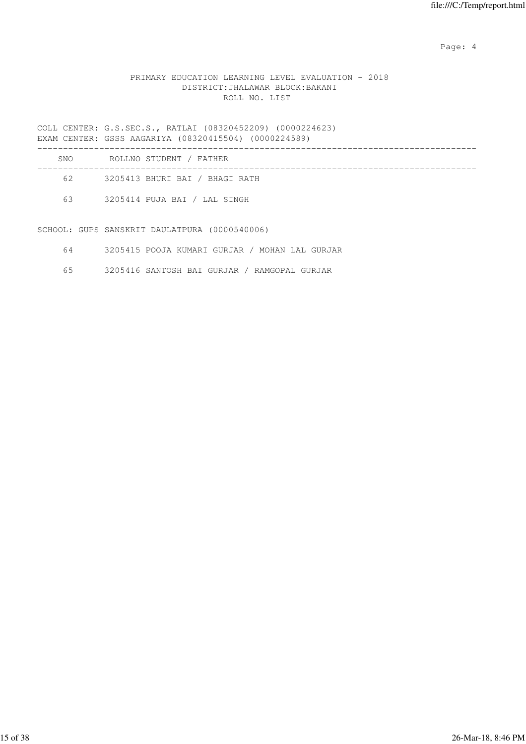PRIMARY EDUCATION LEARNING LEVEL EVALUATION - 2018
DISTRICT:JHALAWAR BLOCK:BAKANI
ROLL NO. LIST

COLL CENTER: G.S.SEC.S., RATLAI (08320452209) (0000224623)
EXAM CENTER: GSSS AAGARIYA (08320415504) (0000224589)

| SNO | ROLLNO STUDENT / FATHER |
|---|---|
| 62 | 3205413 BHURI BAI / BHAGI RATH |
| 63 | 3205414 PUJA BAI / LAL SINGH |

SCHOOL: GUPS SANSKRIT DAULATPURA (0000540006)

| SNO | ROLLNO STUDENT / FATHER |
|---|---|
| 64 | 3205415 POOJA KUMARI GURJAR / MOHAN LAL GURJAR |
| 65 | 3205416 SANTOSH BAI GURJAR / RAMGOPAL GURJAR |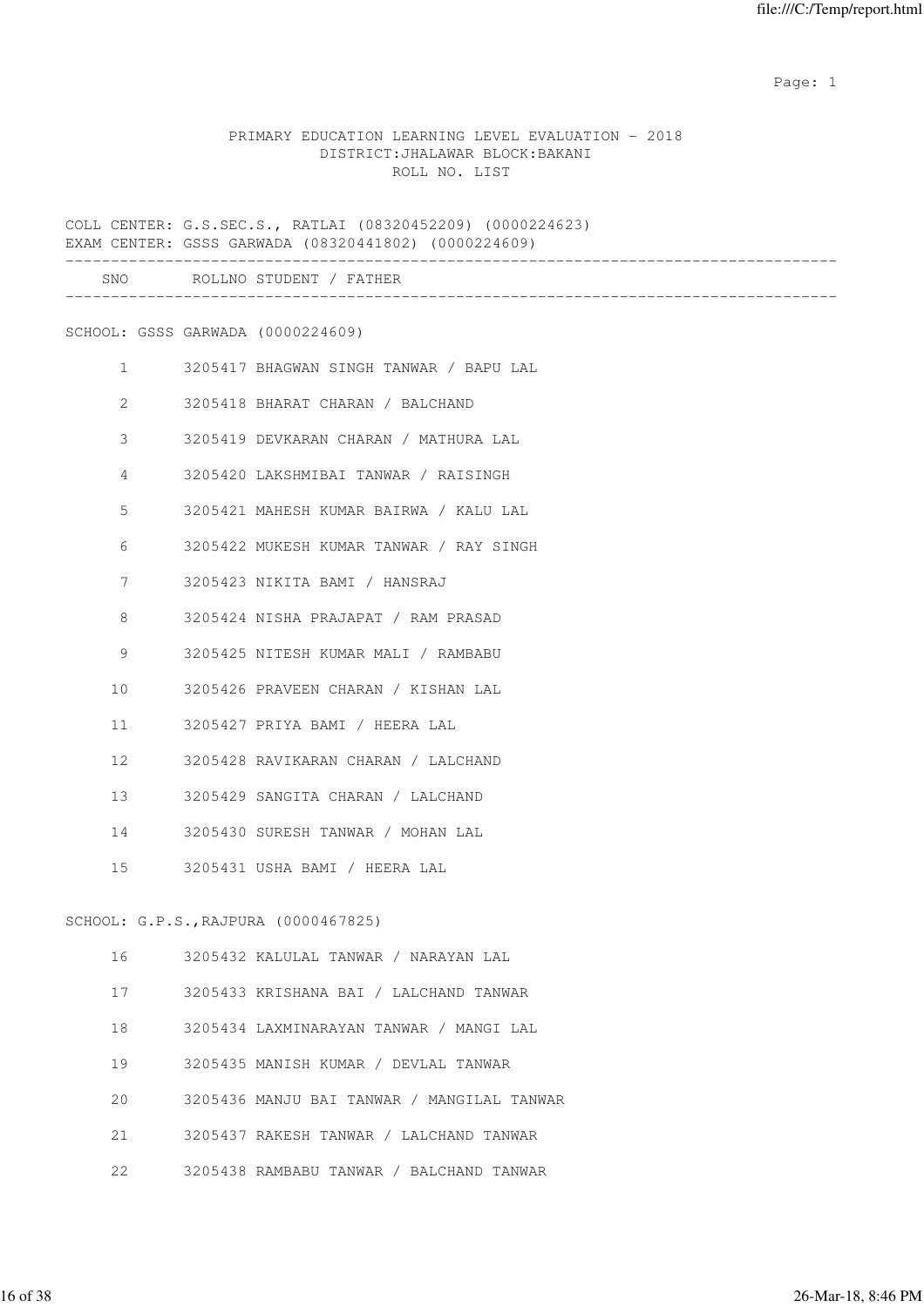PRIMARY EDUCATION LEARNING LEVEL EVALUATION - 2018
DISTRICT:JHALAWAR BLOCK:BAKANI
ROLL NO. LIST

COLL CENTER: G.S.SEC.S., RATLAI (08320452209) (0000224623)
EXAM CENTER: GSSS GARWADA (08320441802) (0000224609)

| SNO | ROLLNO | STUDENT / FATHER |
|---|---|---|
| **SCHOOL: GSSS GARWADA (0000224609)** | | |
| 1 | 3205417 | BHAGWAN SINGH TANWAR / BAPU LAL |
| 2 | 3205418 | BHARAT CHARAN / BALCHAND |
| 3 | 3205419 | DEVKARAN CHARAN / MATHURA LAL |
| 4 | 3205420 | LAKSHMIBAI TANWAR / RAISINGH |
| 5 | 3205421 | MAHESH KUMAR BAIRWA / KALU LAL |
| 6 | 3205422 | MUKESH KUMAR TANWAR / RAY SINGH |
| 7 | 3205423 | NIKITA BAMI / HANSRAJ |
| 8 | 3205424 | NISHA PRAJAPAT / RAM PRASAD |
| 9 | 3205425 | NITESH KUMAR MALI / RAMBABU |
| 10 | 3205426 | PRAVEEN CHARAN / KISHAN LAL |
| 11 | 3205427 | PRIYA BAMI / HEERA LAL |
| 12 | 3205428 | RAVIKARAN CHARAN / LALCHAND |
| 13 | 3205429 | SANGITA CHARAN / LALCHAND |
| 14 | 3205430 | SURESH TANWAR / MOHAN LAL |
| 15 | 3205431 | USHA BAMI / HEERA LAL |
| **SCHOOL: G.P.S.,RAJPURA (0000467825)** | | |
| 16 | 3205432 | KALULAL TANWAR / NARAYAN LAL |
| 17 | 3205433 | KRISHANA BAI / LALCHAND TANWAR |
| 18 | 3205434 | LAXMINARAYAN TANWAR / MANGI LAL |
| 19 | 3205435 | MANISH KUMAR / DEVLAL TANWAR |
| 20 | 3205436 | MANJU BAI TANWAR / MANGILAL TANWAR |
| 21 | 3205437 | RAKESH TANWAR / LALCHAND TANWAR |
| 22 | 3205438 | RAMBABU TANWAR / BALCHAND TANWAR |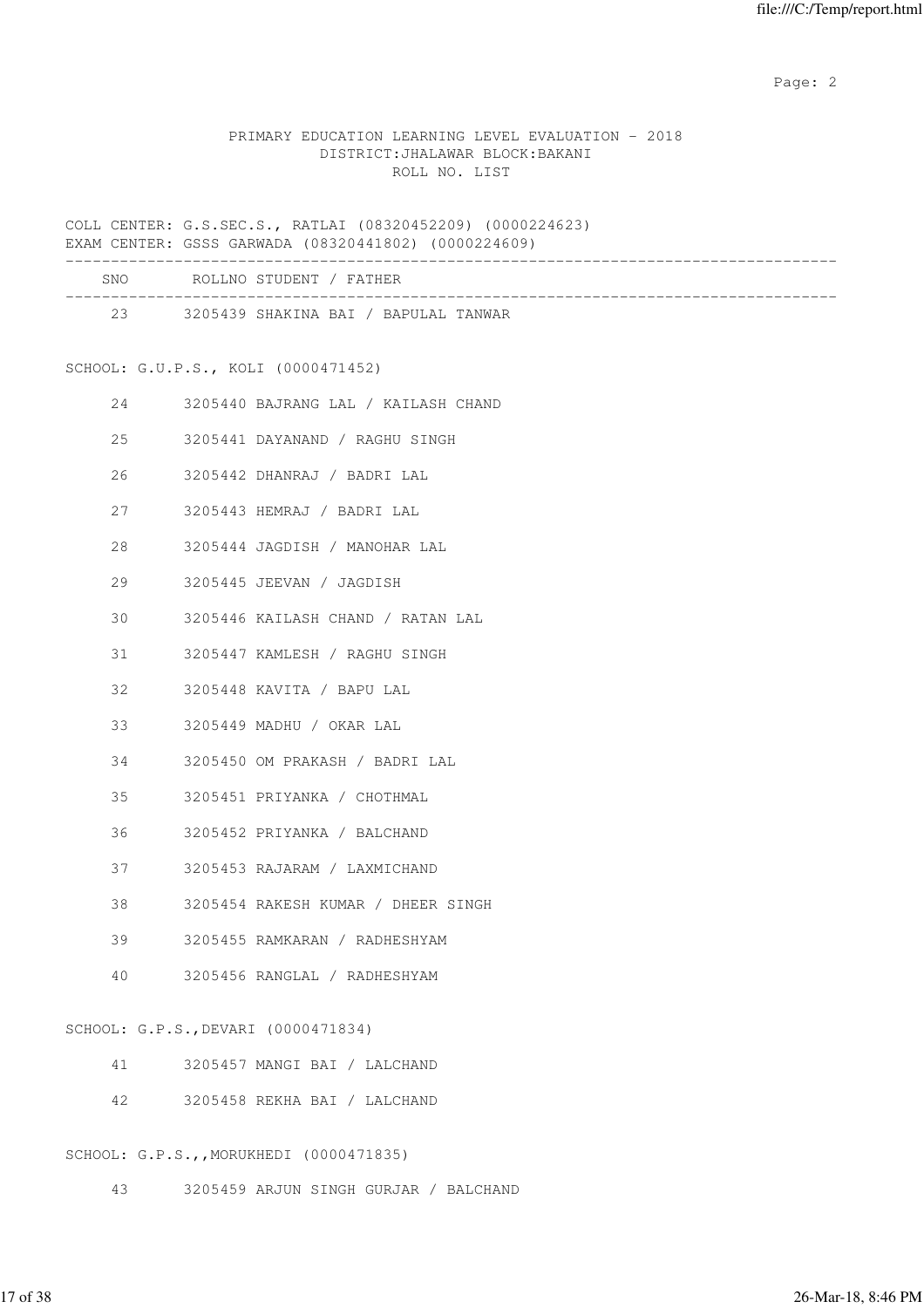PRIMARY EDUCATION LEARNING LEVEL EVALUATION - 2018
DISTRICT:JHALAWAR BLOCK:BAKANI
ROLL NO. LIST

COLL CENTER: G.S.SEC.S., RATLAI (08320452209) (0000224623)
EXAM CENTER: GSSS GARWADA (08320441802) (0000224609)

| SNO | ROLLNO | STUDENT / FATHER |
|---|---|---|
| 23 | 3205439 | SHAKINA BAI / BAPULAL TANWAR |

SCHOOL: G.U.P.S., KOLI (0000471452)

| SNO | ROLLNO | STUDENT / FATHER |
|---|---|---|
| 24 | 3205440 | BAJRANG LAL / KAILASH CHAND |
| 25 | 3205441 | DAYANAND / RAGHU SINGH |
| 26 | 3205442 | DHANRAJ / BADRI LAL |
| 27 | 3205443 | HEMRAJ / BADRI LAL |
| 28 | 3205444 | JAGDISH / MANOHAR LAL |
| 29 | 3205445 | JEEVAN / JAGDISH |
| 30 | 3205446 | KAILASH CHAND / RATAN LAL |
| 31 | 3205447 | KAMLESH / RAGHU SINGH |
| 32 | 3205448 | KAVITA / BAPU LAL |
| 33 | 3205449 | MADHU / OKAR LAL |
| 34 | 3205450 | OM PRAKASH / BADRI LAL |
| 35 | 3205451 | PRIYANKA / CHOTHMAL |
| 36 | 3205452 | PRIYANKA / BALCHAND |
| 37 | 3205453 | RAJARAM / LAXMICHAND |
| 38 | 3205454 | RAKESH KUMAR / DHEER SINGH |
| 39 | 3205455 | RAMKARAN / RADHESHYAM |
| 40 | 3205456 | RANGLAL / RADHESHYAM |

SCHOOL: G.P.S.,DEVARI (0000471834)

| SNO | ROLLNO | STUDENT / FATHER |
|---|---|---|
| 41 | 3205457 | MANGI BAI / LALCHAND |
| 42 | 3205458 | REKHA BAI / LALCHAND |

SCHOOL: G.P.S.,,MORUKHEDI (0000471835)

| SNO | ROLLNO | STUDENT / FATHER |
|---|---|---|
| 43 | 3205459 | ARJUN SINGH GURJAR / BALCHAND |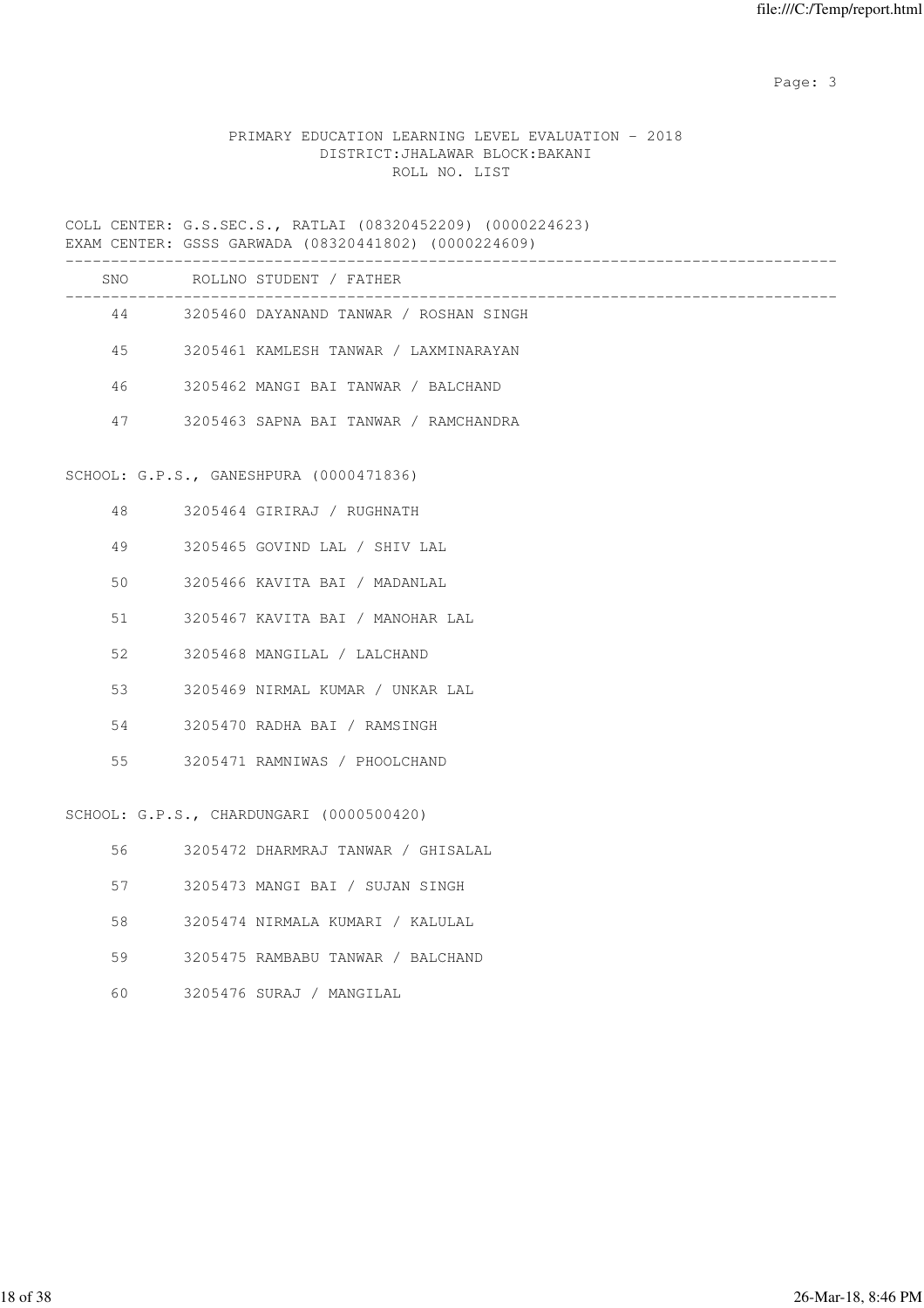PRIMARY EDUCATION LEARNING LEVEL EVALUATION - 2018
DISTRICT:JHALAWAR BLOCK:BAKANI
ROLL NO. LIST

COLL CENTER: G.S.SEC.S., RATLAI (08320452209) (0000224623)
EXAM CENTER: GSSS GARWADA (08320441802) (0000224609)

| SNO | ROLLNO | STUDENT / FATHER |
|---|---|---|
| 44 | 3205460 | DAYANAND TANWAR / ROSHAN SINGH |
| 45 | 3205461 | KAMLESH TANWAR / LAXMINARAYAN |
| 46 | 3205462 | MANGI BAI TANWAR / BALCHAND |
| 47 | 3205463 | SAPNA BAI TANWAR / RAMCHANDRA |

SCHOOL: G.P.S., GANESHPURA (0000471836)

| SNO | ROLLNO | STUDENT / FATHER |
|---|---|---|
| 48 | 3205464 | GIRIRAJ / RUGHNATH |
| 49 | 3205465 | GOVIND LAL / SHIV LAL |
| 50 | 3205466 | KAVITA BAI / MADANLAL |
| 51 | 3205467 | KAVITA BAI / MANOHAR LAL |
| 52 | 3205468 | MANGILAL / LALCHAND |
| 53 | 3205469 | NIRMAL KUMAR / UNKAR LAL |
| 54 | 3205470 | RADHA BAI / RAMSINGH |
| 55 | 3205471 | RAMNIWAS / PHOOLCHAND |

SCHOOL: G.P.S., CHARDUNGARI (0000500420)

| SNO | ROLLNO | STUDENT / FATHER |
|---|---|---|
| 56 | 3205472 | DHARMRAJ TANWAR / GHISALAL |
| 57 | 3205473 | MANGI BAI / SUJAN SINGH |
| 58 | 3205474 | NIRMALA KUMARI / KALULAL |
| 59 | 3205475 | RAMBABU TANWAR / BALCHAND |
| 60 | 3205476 | SURAJ / MANGILAL |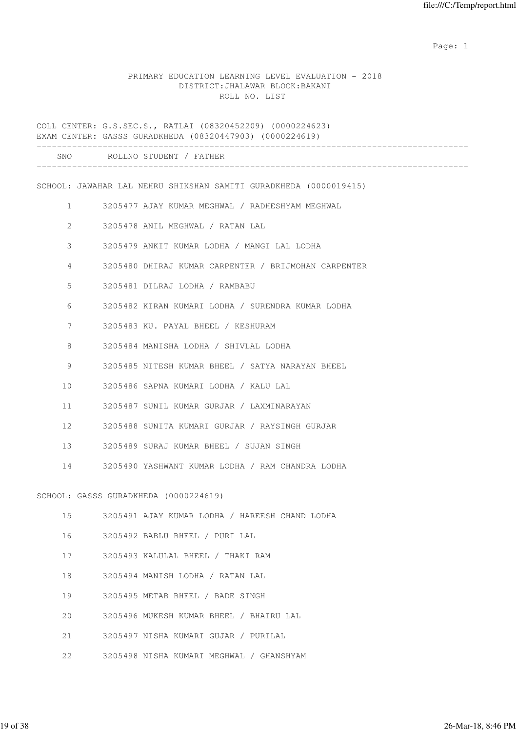PRIMARY EDUCATION LEARNING LEVEL EVALUATION - 2018
DISTRICT:JHALAWAR BLOCK:BAKANI
ROLL NO. LIST

COLL CENTER: G.S.SEC.S., RATLAI (08320452209) (0000224623)
EXAM CENTER: GASSS GURADKHEDA (08320447903) (0000224619)

| SNO | ROLLNO | STUDENT / FATHER |
|---|---|---|

SCHOOL: JAWAHAR LAL NEHRU SHIKSHAN SAMITI GURADKHEDA (0000019415)

| SNO | ROLLNO | STUDENT / FATHER |
|---|---|---|
| 1 | 3205477 | AJAY KUMAR MEGHWAL / RADHESHYAM MEGHWAL |
| 2 | 3205478 | ANIL MEGHWAL / RATAN LAL |
| 3 | 3205479 | ANKIT KUMAR LODHA / MANGI LAL LODHA |
| 4 | 3205480 | DHIRAJ KUMAR CARPENTER / BRIJMOHAN CARPENTER |
| 5 | 3205481 | DILRAJ LODHA / RAMBABU |
| 6 | 3205482 | KIRAN KUMARI LODHA / SURENDRA KUMAR LODHA |
| 7 | 3205483 | KU. PAYAL BHEEL / KESHURAM |
| 8 | 3205484 | MANISHA LODHA / SHIVLAL LODHA |
| 9 | 3205485 | NITESH KUMAR BHEEL / SATYA NARAYAN BHEEL |
| 10 | 3205486 | SAPNA KUMARI LODHA / KALU LAL |
| 11 | 3205487 | SUNIL KUMAR GURJAR / LAXMINARAYAN |
| 12 | 3205488 | SUNITA KUMARI GURJAR / RAYSINGH GURJAR |
| 13 | 3205489 | SURAJ KUMAR BHEEL / SUJAN SINGH |
| 14 | 3205490 | YASHWANT KUMAR LODHA / RAM CHANDRA LODHA |

SCHOOL: GASSS GURADKHEDA (0000224619)

| SNO | ROLLNO | STUDENT / FATHER |
|---|---|---|
| 15 | 3205491 | AJAY KUMAR LODHA / HAREESH CHAND LODHA |
| 16 | 3205492 | BABLU BHEEL / PURI LAL |
| 17 | 3205493 | KALULAL BHEEL / THAKI RAM |
| 18 | 3205494 | MANISH LODHA / RATAN LAL |
| 19 | 3205495 | METAB BHEEL / BADE SINGH |
| 20 | 3205496 | MUKESH KUMAR BHEEL / BHAIRU LAL |
| 21 | 3205497 | NISHA KUMARI GUJAR / PURILAL |
| 22 | 3205498 | NISHA KUMARI MEGHWAL / GHANSHYAM |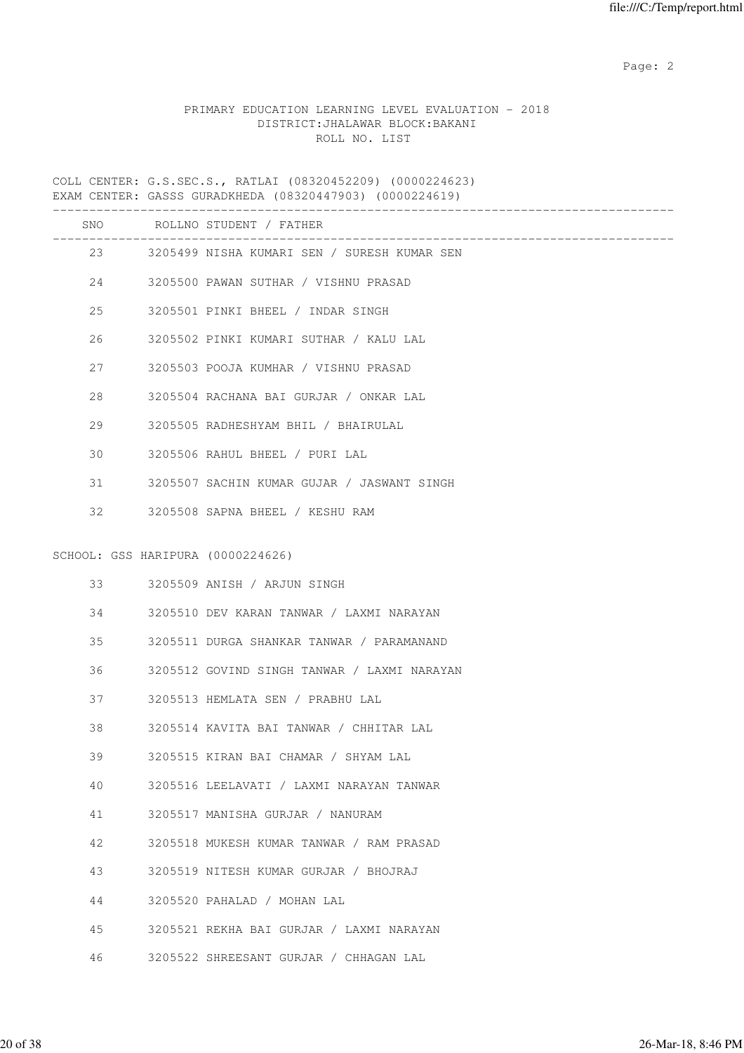PRIMARY EDUCATION LEARNING LEVEL EVALUATION - 2018
DISTRICT:JHALAWAR BLOCK:BAKANI
ROLL NO. LIST

COLL CENTER: G.S.SEC.S., RATLAI (08320452209) (0000224623)
EXAM CENTER: GASSS GURADKHEDA (08320447903) (0000224619)

| SNO | ROLLNO | STUDENT / FATHER |
|---|---|---|
| 23 | 3205499 | NISHA KUMARI SEN / SURESH KUMAR SEN |
| 24 | 3205500 | PAWAN SUTHAR / VISHNU PRASAD |
| 25 | 3205501 | PINKI BHEEL / INDAR SINGH |
| 26 | 3205502 | PINKI KUMARI SUTHAR / KALU LAL |
| 27 | 3205503 | POOJA KUMHAR / VISHNU PRASAD |
| 28 | 3205504 | RACHANA BAI GURJAR / ONKAR LAL |
| 29 | 3205505 | RADHESHYAM BHIL / BHAIRULAL |
| 30 | 3205506 | RAHUL BHEEL / PURI LAL |
| 31 | 3205507 | SACHIN KUMAR GUJAR / JASWANT SINGH |
| 32 | 3205508 | SAPNA BHEEL / KESHU RAM |

SCHOOL: GSS HARIPURA (0000224626)

| SNO | ROLLNO | STUDENT / FATHER |
|---|---|---|
| 33 | 3205509 | ANISH / ARJUN SINGH |
| 34 | 3205510 | DEV KARAN TANWAR / LAXMI NARAYAN |
| 35 | 3205511 | DURGA SHANKAR TANWAR / PARAMANAND |
| 36 | 3205512 | GOVIND SINGH TANWAR / LAXMI NARAYAN |
| 37 | 3205513 | HEMLATA SEN / PRABHU LAL |
| 38 | 3205514 | KAVITA BAI TANWAR / CHHITAR LAL |
| 39 | 3205515 | KIRAN BAI CHAMAR / SHYAM LAL |
| 40 | 3205516 | LEELAVATI / LAXMI NARAYAN TANWAR |
| 41 | 3205517 | MANISHA GURJAR / NANURAM |
| 42 | 3205518 | MUKESH KUMAR TANWAR / RAM PRASAD |
| 43 | 3205519 | NITESH KUMAR GURJAR / BHOJRAJ |
| 44 | 3205520 | PAHALAD / MOHAN LAL |
| 45 | 3205521 | REKHA BAI GURJAR / LAXMI NARAYAN |
| 46 | 3205522 | SHREESANT GURJAR / CHHAGAN LAL |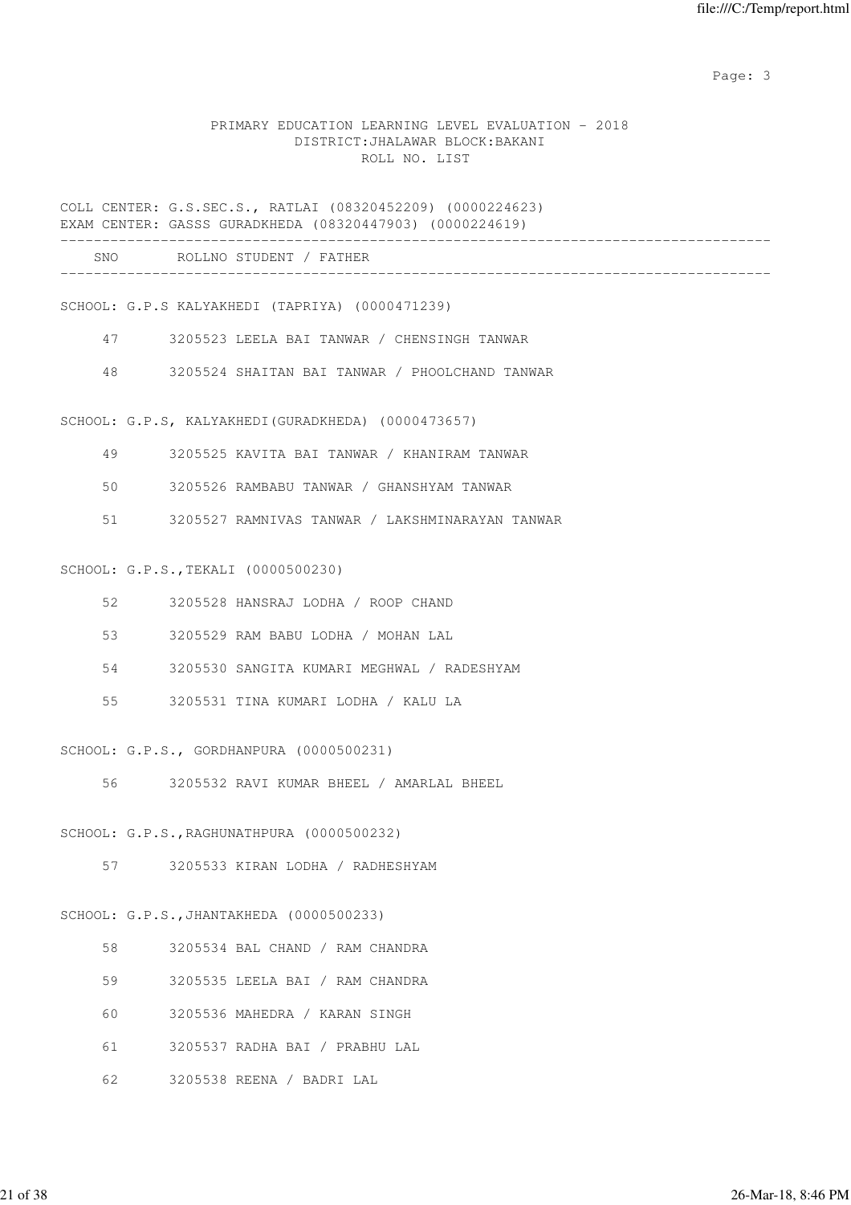PRIMARY EDUCATION LEARNING LEVEL EVALUATION - 2018
DISTRICT:JHALAWAR BLOCK:BAKANI
ROLL NO. LIST

COLL CENTER: G.S.SEC.S., RATLAI (08320452209) (0000224623)
EXAM CENTER: GASSS GURADKHEDA (08320447903) (0000224619)

| SNO | ROLLNO | STUDENT / FATHER |
|---|---|---|
| | | **SCHOOL: G.P.S KALYAKHEDI (TAPRIYA) (0000471239)** |
| 47 | 3205523 | LEELA BAI TANWAR / CHENSINGH TANWAR |
| 48 | 3205524 | SHAITAN BAI TANWAR / PHOOLCHAND TANWAR |
| | | **SCHOOL: G.P.S, KALYAKHEDI(GURADKHEDA) (0000473657)** |
| 49 | 3205525 | KAVITA BAI TANWAR / KHANIRAM TANWAR |
| 50 | 3205526 | RAMBABU TANWAR / GHANSHYAM TANWAR |
| 51 | 3205527 | RAMNIVAS TANWAR / LAKSHMINARAYAN TANWAR |
| | | **SCHOOL: G.P.S.,TEKALI (0000500230)** |
| 52 | 3205528 | HANSRAJ LODHA / ROOP CHAND |
| 53 | 3205529 | RAM BABU LODHA / MOHAN LAL |
| 54 | 3205530 | SANGITA KUMARI MEGHWAL / RADESHYAM |
| 55 | 3205531 | TINA KUMARI LODHA / KALU LA |
| | | **SCHOOL: G.P.S., GORDHANPURA (0000500231)** |
| 56 | 3205532 | RAVI KUMAR BHEEL / AMARLAL BHEEL |
| | | **SCHOOL: G.P.S.,RAGHUNATHPURA (0000500232)** |
| 57 | 3205533 | KIRAN LODHA / RADHESHYAM |
| | | **SCHOOL: G.P.S.,JHANTAKHEDA (0000500233)** |
| 58 | 3205534 | BAL CHAND / RAM CHANDRA |
| 59 | 3205535 | LEELA BAI / RAM CHANDRA |
| 60 | 3205536 | MAHEDRA / KARAN SINGH |
| 61 | 3205537 | RADHA BAI / PRABHU LAL |
| 62 | 3205538 | REENA / BADRI LAL |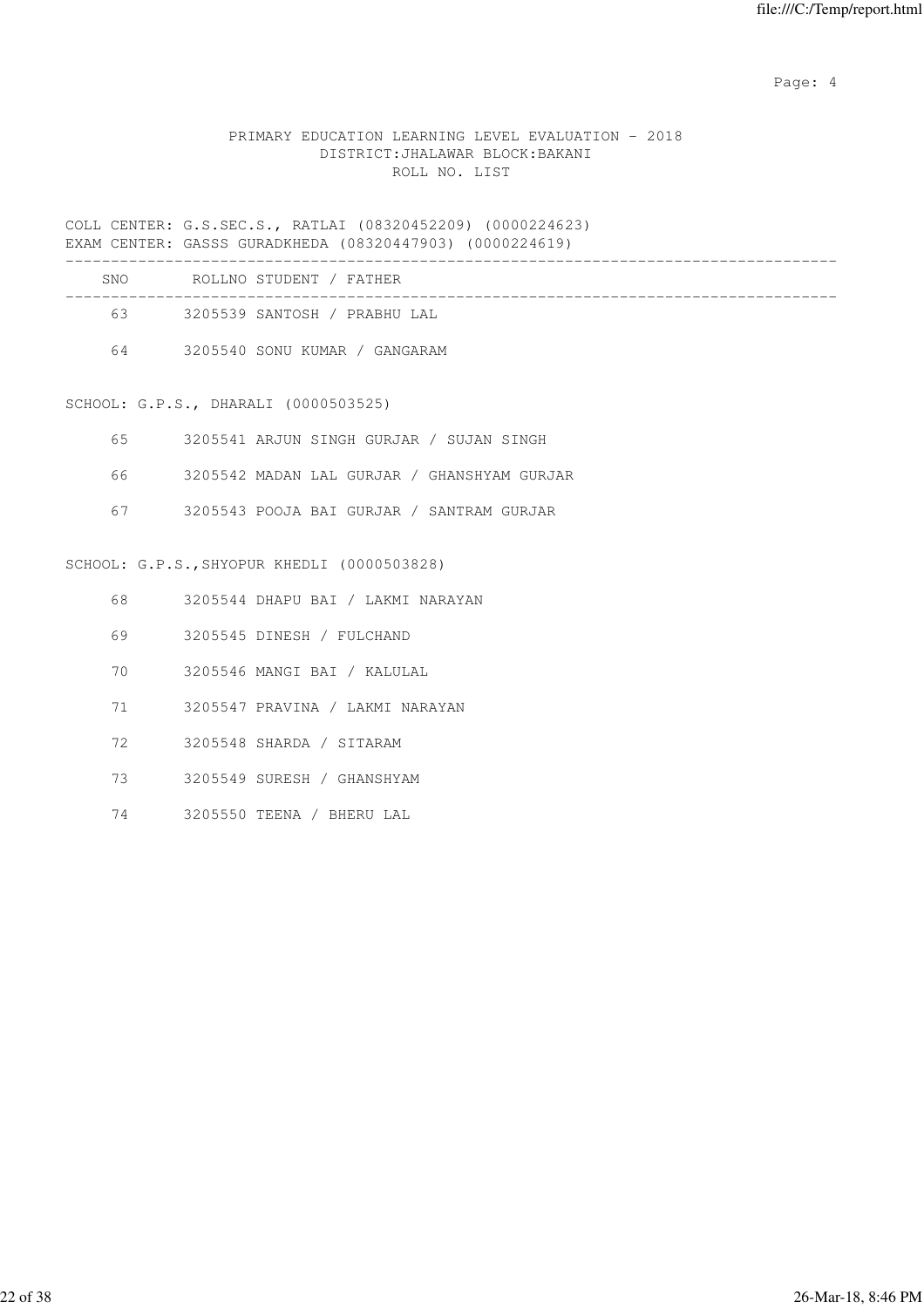PRIMARY EDUCATION LEARNING LEVEL EVALUATION - 2018
DISTRICT:JHALAWAR BLOCK:BAKANI
ROLL NO. LIST

COLL CENTER: G.S.SEC.S., RATLAI (08320452209) (0000224623)
EXAM CENTER: GASSS GURADKHEDA (08320447903) (0000224619)

| SNO | ROLLNO | STUDENT / FATHER |
|---|---|---|
| 63 | 3205539 | SANTOSH / PRABHU LAL |
| 64 | 3205540 | SONU KUMAR / GANGARAM |

SCHOOL: G.P.S., DHARALI (0000503525)

| SNO | ROLLNO | STUDENT / FATHER |
|---|---|---|
| 65 | 3205541 | ARJUN SINGH GURJAR / SUJAN SINGH |
| 66 | 3205542 | MADAN LAL GURJAR / GHANSHYAM GURJAR |
| 67 | 3205543 | POOJA BAI GURJAR / SANTRAM GURJAR |

SCHOOL: G.P.S.,SHYOPUR KHEDLI (0000503828)

| SNO | ROLLNO | STUDENT / FATHER |
|---|---|---|
| 68 | 3205544 | DHAPU BAI / LAKMI NARAYAN |
| 69 | 3205545 | DINESH / FULCHAND |
| 70 | 3205546 | MANGI BAI / KALULAL |
| 71 | 3205547 | PRAVINA / LAKMI NARAYAN |
| 72 | 3205548 | SHARDA / SITARAM |
| 73 | 3205549 | SURESH / GHANSHYAM |
| 74 | 3205550 | TEENA / BHERU LAL |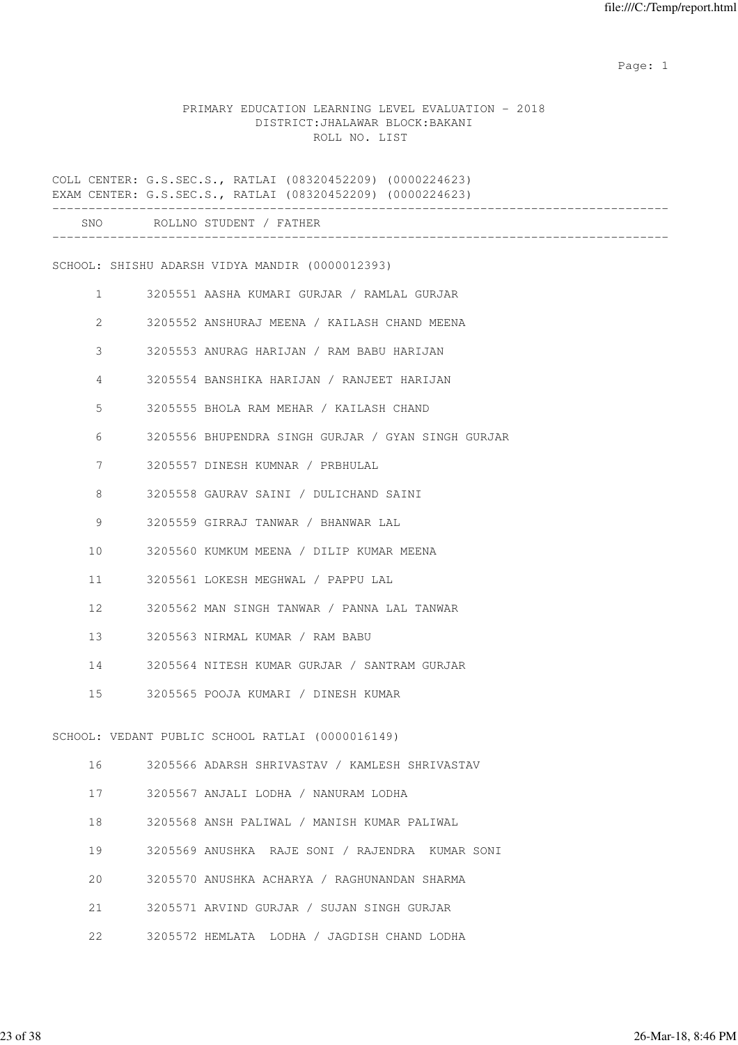PRIMARY EDUCATION LEARNING LEVEL EVALUATION - 2018
DISTRICT:JHALAWAR BLOCK:BAKANI
ROLL NO. LIST

COLL CENTER: G.S.SEC.S., RATLAI (08320452209) (0000224623)
EXAM CENTER: G.S.SEC.S., RATLAI (08320452209) (0000224623)

| SNO | ROLLNO | STUDENT / FATHER |
|---|---|---|

SCHOOL: SHISHU ADARSH VIDYA MANDIR (0000012393)

| SNO | ROLLNO | STUDENT / FATHER |
|---|---|---|
| 1 | 3205551 | AASHA KUMARI GURJAR / RAMLAL GURJAR |
| 2 | 3205552 | ANSHURAJ MEENA / KAILASH CHAND MEENA |
| 3 | 3205553 | ANURAG HARIJAN / RAM BABU HARIJAN |
| 4 | 3205554 | BANSHIKA HARIJAN / RANJEET HARIJAN |
| 5 | 3205555 | BHOLA RAM MEHAR / KAILASH CHAND |
| 6 | 3205556 | BHUPENDRA SINGH GURJAR / GYAN SINGH GURJAR |
| 7 | 3205557 | DINESH KUMNAR / PRBHULAL |
| 8 | 3205558 | GAURAV SAINI / DULICHAND SAINI |
| 9 | 3205559 | GIRRAJ TANWAR / BHANWAR LAL |
| 10 | 3205560 | KUMKUM MEENA / DILIP KUMAR MEENA |
| 11 | 3205561 | LOKESH MEGHWAL / PAPPU LAL |
| 12 | 3205562 | MAN SINGH TANWAR / PANNA LAL TANWAR |
| 13 | 3205563 | NIRMAL KUMAR / RAM BABU |
| 14 | 3205564 | NITESH KUMAR GURJAR / SANTRAM GURJAR |
| 15 | 3205565 | POOJA KUMARI / DINESH KUMAR |

SCHOOL: VEDANT PUBLIC SCHOOL RATLAI (0000016149)

| SNO | ROLLNO | STUDENT / FATHER |
|---|---|---|
| 16 | 3205566 | ADARSH SHRIVASTAV / KAMLESH SHRIVASTAV |
| 17 | 3205567 | ANJALI LODHA / NANURAM LODHA |
| 18 | 3205568 | ANSH PALIWAL / MANISH KUMAR PALIWAL |
| 19 | 3205569 | ANUSHKA RAJE SONI / RAJENDRA KUMAR SONI |
| 20 | 3205570 | ANUSHKA ACHARYA / RAGHUNANDAN SHARMA |
| 21 | 3205571 | ARVIND GURJAR / SUJAN SINGH GURJAR |
| 22 | 3205572 | HEMLATA LODHA / JAGDISH CHAND LODHA |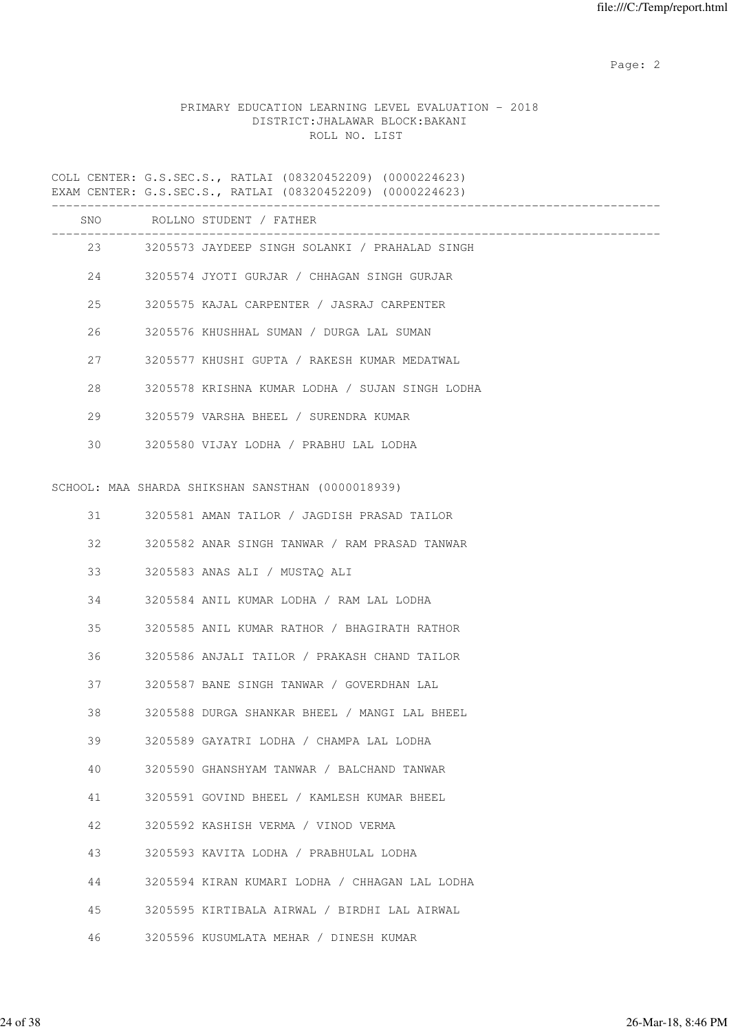PRIMARY EDUCATION LEARNING LEVEL EVALUATION - 2018
DISTRICT:JHALAWAR BLOCK:BAKANI
ROLL NO. LIST

COLL CENTER: G.S.SEC.S., RATLAI (08320452209) (0000224623)
EXAM CENTER: G.S.SEC.S., RATLAI (08320452209) (0000224623)

| SNO | ROLLNO | STUDENT / FATHER |
|---|---|---|
| 23 | 3205573 | JAYDEEP SINGH SOLANKI / PRAHALAD SINGH |
| 24 | 3205574 | JYOTI GURJAR / CHHAGAN SINGH GURJAR |
| 25 | 3205575 | KAJAL CARPENTER / JASRAJ CARPENTER |
| 26 | 3205576 | KHUSHHAL SUMAN / DURGA LAL SUMAN |
| 27 | 3205577 | KHUSHI GUPTA / RAKESH KUMAR MEDATWAL |
| 28 | 3205578 | KRISHNA KUMAR LODHA / SUJAN SINGH LODHA |
| 29 | 3205579 | VARSHA BHEEL / SURENDRA KUMAR |
| 30 | 3205580 | VIJAY LODHA / PRABHU LAL LODHA |

SCHOOL: MAA SHARDA SHIKSHAN SANSTHAN (0000018939)

| SNO | ROLLNO | STUDENT / FATHER |
|---|---|---|
| 31 | 3205581 | AMAN TAILOR / JAGDISH PRASAD TAILOR |
| 32 | 3205582 | ANAR SINGH TANWAR / RAM PRASAD TANWAR |
| 33 | 3205583 | ANAS ALI / MUSTAQ ALI |
| 34 | 3205584 | ANIL KUMAR LODHA / RAM LAL LODHA |
| 35 | 3205585 | ANIL KUMAR RATHOR / BHAGIRATH RATHOR |
| 36 | 3205586 | ANJALI TAILOR / PRAKASH CHAND TAILOR |
| 37 | 3205587 | BANE SINGH TANWAR / GOVERDHAN LAL |
| 38 | 3205588 | DURGA SHANKAR BHEEL / MANGI LAL BHEEL |
| 39 | 3205589 | GAYATRI LODHA / CHAMPA LAL LODHA |
| 40 | 3205590 | GHANSHYAM TANWAR / BALCHAND TANWAR |
| 41 | 3205591 | GOVIND BHEEL / KAMLESH KUMAR BHEEL |
| 42 | 3205592 | KASHISH VERMA / VINOD VERMA |
| 43 | 3205593 | KAVITA LODHA / PRABHULAL LODHA |
| 44 | 3205594 | KIRAN KUMARI LODHA / CHHAGAN LAL LODHA |
| 45 | 3205595 | KIRTIBALA AIRWAL / BIRDHI LAL AIRWAL |
| 46 | 3205596 | KUSUMLATA MEHAR / DINESH KUMAR |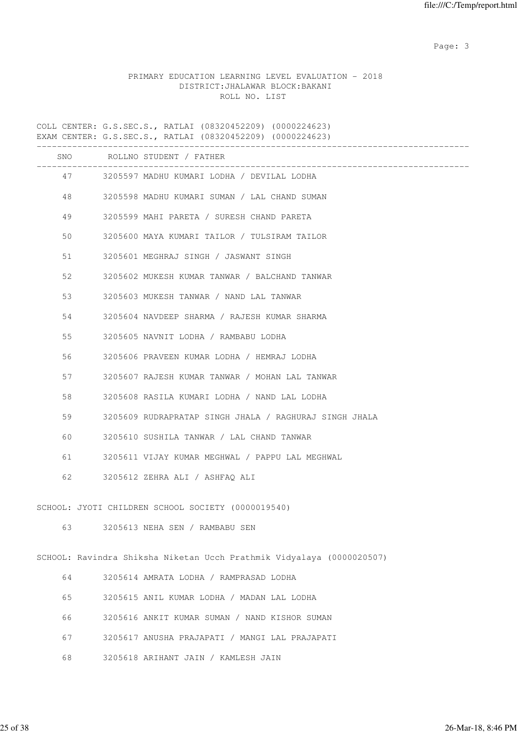PRIMARY EDUCATION LEARNING LEVEL EVALUATION - 2018
DISTRICT:JHALAWAR BLOCK:BAKANI
ROLL NO. LIST

COLL CENTER: G.S.SEC.S., RATLAI (08320452209) (0000224623)
EXAM CENTER: G.S.SEC.S., RATLAI (08320452209) (0000224623)

| SNO | ROLLNO | STUDENT / FATHER |
|---|---|---|
| 47 | 3205597 | MADHU KUMARI LODHA / DEVILAL LODHA |
| 48 | 3205598 | MADHU KUMARI SUMAN / LAL CHAND SUMAN |
| 49 | 3205599 | MAHI PARETA / SURESH CHAND PARETA |
| 50 | 3205600 | MAYA KUMARI TAILOR / TULSIRAM TAILOR |
| 51 | 3205601 | MEGHRAJ SINGH / JASWANT SINGH |
| 52 | 3205602 | MUKESH KUMAR TANWAR / BALCHAND TANWAR |
| 53 | 3205603 | MUKESH TANWAR / NAND LAL TANWAR |
| 54 | 3205604 | NAVDEEP SHARMA / RAJESH KUMAR SHARMA |
| 55 | 3205605 | NAVNIT LODHA / RAMBABU LODHA |
| 56 | 3205606 | PRAVEEN KUMAR LODHA / HEMRAJ LODHA |
| 57 | 3205607 | RAJESH KUMAR TANWAR / MOHAN LAL TANWAR |
| 58 | 3205608 | RASILA KUMARI LODHA / NAND LAL LODHA |
| 59 | 3205609 | RUDRAPRATAP SINGH JHALA / RAGHURAJ SINGH JHALA |
| 60 | 3205610 | SUSHILA TANWAR / LAL CHAND TANWAR |
| 61 | 3205611 | VIJAY KUMAR MEGHWAL / PAPPU LAL MEGHWAL |
| 62 | 3205612 | ZEHRA ALI / ASHFAQ ALI |

SCHOOL: JYOTI CHILDREN SCHOOL SOCIETY (0000019540)

| SNO | ROLLNO | STUDENT / FATHER |
|---|---|---|
| 63 | 3205613 | NEHA SEN / RAMBABU SEN |

SCHOOL: Ravindra Shiksha Niketan Ucch Prathmik Vidyalaya (0000020507)

| SNO | ROLLNO | STUDENT / FATHER |
|---|---|---|
| 64 | 3205614 | AMRATA LODHA / RAMPRASAD LODHA |
| 65 | 3205615 | ANIL KUMAR LODHA / MADAN LAL LODHA |
| 66 | 3205616 | ANKIT KUMAR SUMAN / NAND KISHOR SUMAN |
| 67 | 3205617 | ANUSHA PRAJAPATI / MANGI LAL PRAJAPATI |
| 68 | 3205618 | ARIHANT JAIN / KAMLESH JAIN |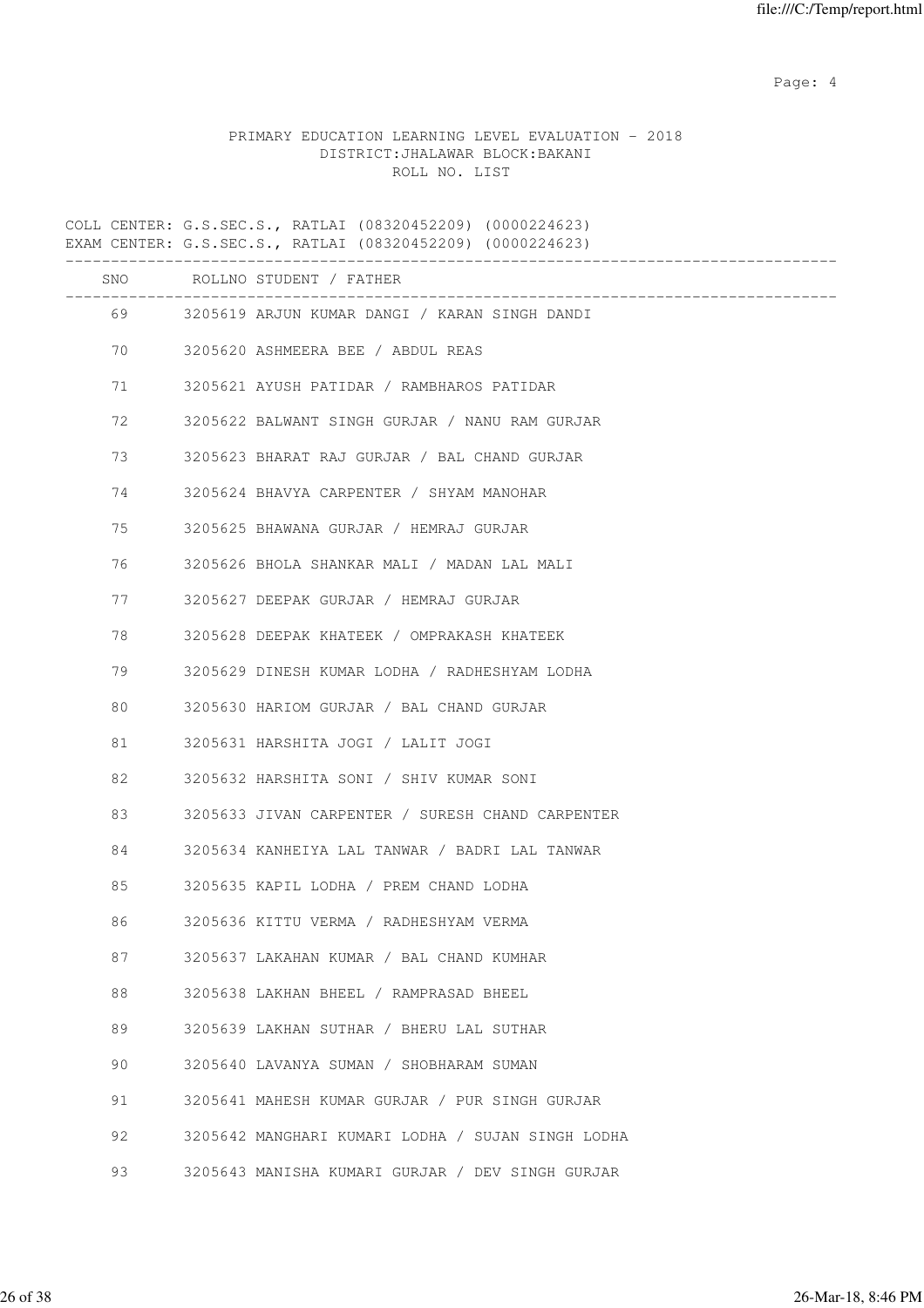PRIMARY EDUCATION LEARNING LEVEL EVALUATION - 2018
DISTRICT:JHALAWAR BLOCK:BAKANI
ROLL NO. LIST

COLL CENTER: G.S.SEC.S., RATLAI (08320452209) (0000224623)
EXAM CENTER: G.S.SEC.S., RATLAI (08320452209) (0000224623)

| SNO | ROLLNO | STUDENT / FATHER |
|---|---|---|
| 69 | 3205619 | ARJUN KUMAR DANGI / KARAN SINGH DANDI |
| 70 | 3205620 | ASHMEERA BEE / ABDUL REAS |
| 71 | 3205621 | AYUSH PATIDAR / RAMBHAROS PATIDAR |
| 72 | 3205622 | BALWANT SINGH GURJAR / NANU RAM GURJAR |
| 73 | 3205623 | BHARAT RAJ GURJAR / BAL CHAND GURJAR |
| 74 | 3205624 | BHAVYA CARPENTER / SHYAM MANOHAR |
| 75 | 3205625 | BHAWANA GURJAR / HEMRAJ GURJAR |
| 76 | 3205626 | BHOLA SHANKAR MALI / MADAN LAL MALI |
| 77 | 3205627 | DEEPAK GURJAR / HEMRAJ GURJAR |
| 78 | 3205628 | DEEPAK KHATEEK / OMPRAKASH KHATEEK |
| 79 | 3205629 | DINESH KUMAR LODHA / RADHESHYAM LODHA |
| 80 | 3205630 | HARIOM GURJAR / BAL CHAND GURJAR |
| 81 | 3205631 | HARSHITA JOGI / LALIT JOGI |
| 82 | 3205632 | HARSHITA SONI / SHIV KUMAR SONI |
| 83 | 3205633 | JIVAN CARPENTER / SURESH CHAND CARPENTER |
| 84 | 3205634 | KANHEIYA LAL TANWAR / BADRI LAL TANWAR |
| 85 | 3205635 | KAPIL LODHA / PREM CHAND LODHA |
| 86 | 3205636 | KITTU VERMA / RADHESHYAM VERMA |
| 87 | 3205637 | LAKAHAN KUMAR / BAL CHAND KUMHAR |
| 88 | 3205638 | LAKHAN BHEEL / RAMPRASAD BHEEL |
| 89 | 3205639 | LAKHAN SUTHAR / BHERU LAL SUTHAR |
| 90 | 3205640 | LAVANYA SUMAN / SHOBHARAM SUMAN |
| 91 | 3205641 | MAHESH KUMAR GURJAR / PUR SINGH GURJAR |
| 92 | 3205642 | MANGHARI KUMARI LODHA / SUJAN SINGH LODHA |
| 93 | 3205643 | MANISHA KUMARI GURJAR / DEV SINGH GURJAR |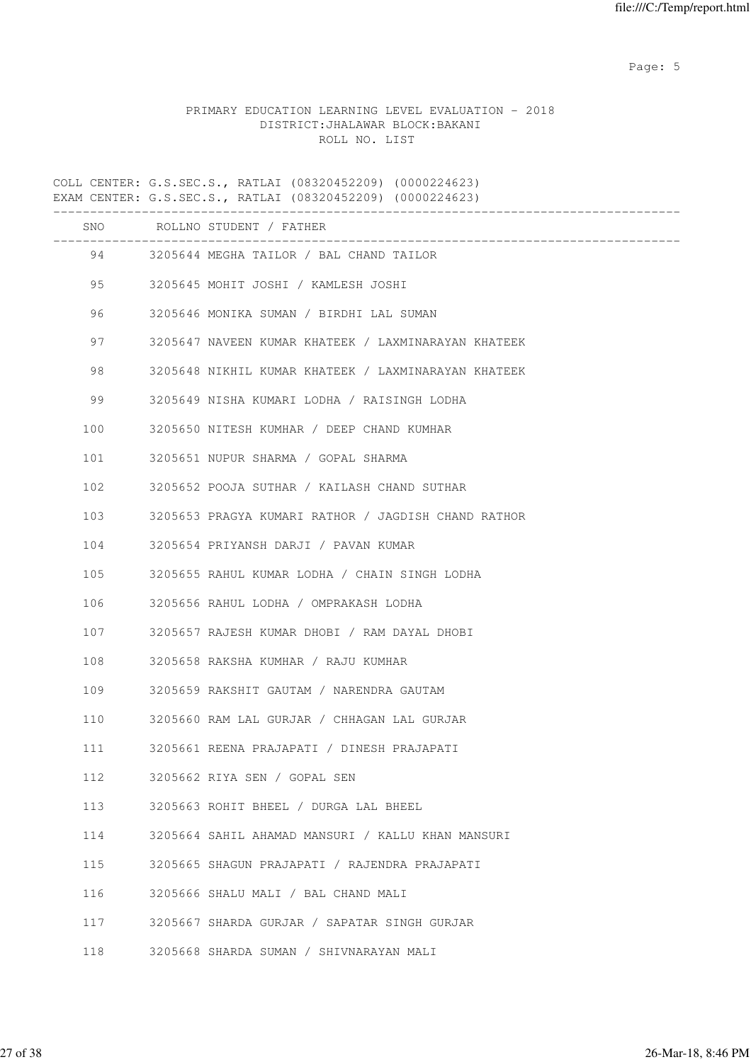PRIMARY EDUCATION LEARNING LEVEL EVALUATION - 2018
DISTRICT:JHALAWAR BLOCK:BAKANI
ROLL NO. LIST

COLL CENTER: G.S.SEC.S., RATLAI (08320452209) (0000224623)
EXAM CENTER: G.S.SEC.S., RATLAI (08320452209) (0000224623)

| SNO | ROLLNO | STUDENT / FATHER |
|---|---|---|
| 94 | 3205644 | MEGHA TAILOR / BAL CHAND TAILOR |
| 95 | 3205645 | MOHIT JOSHI / KAMLESH JOSHI |
| 96 | 3205646 | MONIKA SUMAN / BIRDHI LAL SUMAN |
| 97 | 3205647 | NAVEEN KUMAR KHATEEK / LAXMINARAYAN KHATEEK |
| 98 | 3205648 | NIKHIL KUMAR KHATEEK / LAXMINARAYAN KHATEEK |
| 99 | 3205649 | NISHA KUMARI LODHA / RAISINGH LODHA |
| 100 | 3205650 | NITESH KUMHAR / DEEP CHAND KUMHAR |
| 101 | 3205651 | NUPUR SHARMA / GOPAL SHARMA |
| 102 | 3205652 | POOJA SUTHAR / KAILASH CHAND SUTHAR |
| 103 | 3205653 | PRAGYA KUMARI RATHOR / JAGDISH CHAND RATHOR |
| 104 | 3205654 | PRIYANSH DARJI / PAVAN KUMAR |
| 105 | 3205655 | RAHUL KUMAR LODHA / CHAIN SINGH LODHA |
| 106 | 3205656 | RAHUL LODHA / OMPRAKASH LODHA |
| 107 | 3205657 | RAJESH KUMAR DHOBI / RAM DAYAL DHOBI |
| 108 | 3205658 | RAKSHA KUMHAR / RAJU KUMHAR |
| 109 | 3205659 | RAKSHIT GAUTAM / NARENDRA GAUTAM |
| 110 | 3205660 | RAM LAL GURJAR / CHHAGAN LAL GURJAR |
| 111 | 3205661 | REENA PRAJAPATI / DINESH PRAJAPATI |
| 112 | 3205662 | RIYA SEN / GOPAL SEN |
| 113 | 3205663 | ROHIT BHEEL / DURGA LAL BHEEL |
| 114 | 3205664 | SAHIL AHAMAD MANSURI / KALLU KHAN MANSURI |
| 115 | 3205665 | SHAGUN PRAJAPATI / RAJENDRA PRAJAPATI |
| 116 | 3205666 | SHALU MALI / BAL CHAND MALI |
| 117 | 3205667 | SHARDA GURJAR / SAPATAR SINGH GURJAR |
| 118 | 3205668 | SHARDA SUMAN / SHIVNARAYAN MALI |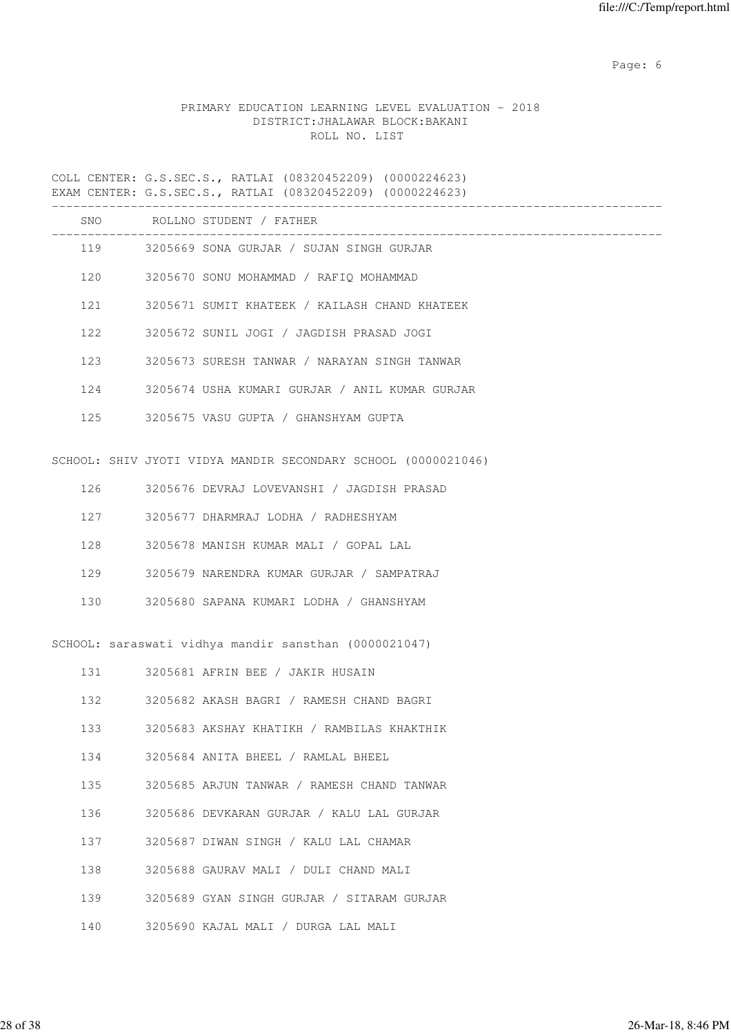PRIMARY EDUCATION LEARNING LEVEL EVALUATION - 2018
DISTRICT:JHALAWAR BLOCK:BAKANI
ROLL NO. LIST

COLL CENTER: G.S.SEC.S., RATLAI (08320452209) (0000224623)
EXAM CENTER: G.S.SEC.S., RATLAI (08320452209) (0000224623)

| SNO | ROLLNO STUDENT / FATHER |
|---|---|
| 119 | 3205669 SONA GURJAR / SUJAN SINGH GURJAR |
| 120 | 3205670 SONU MOHAMMAD / RAFIQ MOHAMMAD |
| 121 | 3205671 SUMIT KHATEEK / KAILASH CHAND KHATEEK |
| 122 | 3205672 SUNIL JOGI / JAGDISH PRASAD JOGI |
| 123 | 3205673 SURESH TANWAR / NARAYAN SINGH TANWAR |
| 124 | 3205674 USHA KUMARI GURJAR / ANIL KUMAR GURJAR |
| 125 | 3205675 VASU GUPTA / GHANSHYAM GUPTA |

SCHOOL: SHIV JYOTI VIDYA MANDIR SECONDARY SCHOOL (0000021046)

| SNO | ROLLNO STUDENT / FATHER |
|---|---|
| 126 | 3205676 DEVRAJ LOVEVANSHI / JAGDISH PRASAD |
| 127 | 3205677 DHARMRAJ LODHA / RADHESHYAM |
| 128 | 3205678 MANISH KUMAR MALI / GOPAL LAL |
| 129 | 3205679 NARENDRA KUMAR GURJAR / SAMPATRAJ |
| 130 | 3205680 SAPANA KUMARI LODHA / GHANSHYAM |

SCHOOL: saraswati vidhya mandir sansthan (0000021047)

| SNO | ROLLNO STUDENT / FATHER |
|---|---|
| 131 | 3205681 AFRIN BEE / JAKIR HUSAIN |
| 132 | 3205682 AKASH BAGRI / RAMESH CHAND BAGRI |
| 133 | 3205683 AKSHAY KHATIKH / RAMBILAS KHAKTHIK |
| 134 | 3205684 ANITA BHEEL / RAMLAL BHEEL |
| 135 | 3205685 ARJUN TANWAR / RAMESH CHAND TANWAR |
| 136 | 3205686 DEVKARAN GURJAR / KALU LAL GURJAR |
| 137 | 3205687 DIWAN SINGH / KALU LAL CHAMAR |
| 138 | 3205688 GAURAV MALI / DULI CHAND MALI |
| 139 | 3205689 GYAN SINGH GURJAR / SITARAM GURJAR |
| 140 | 3205690 KAJAL MALI / DURGA LAL MALI |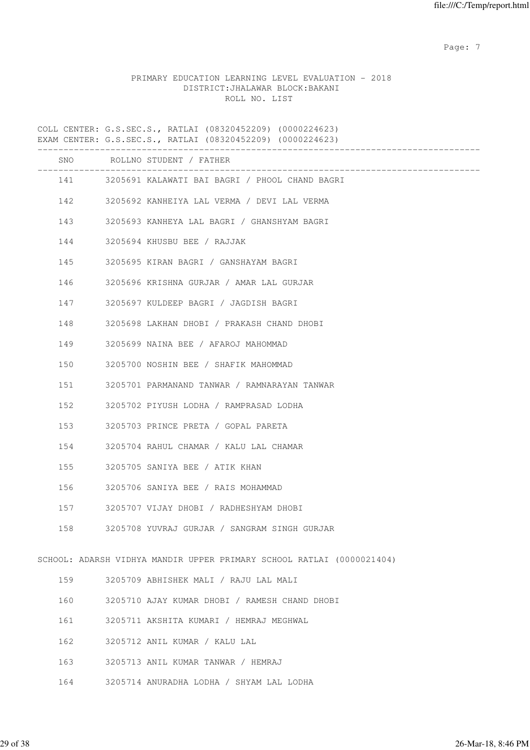PRIMARY EDUCATION LEARNING LEVEL EVALUATION - 2018
DISTRICT:JHALAWAR BLOCK:BAKANI
ROLL NO. LIST

COLL CENTER: G.S.SEC.S., RATLAI (08320452209) (0000224623)
EXAM CENTER: G.S.SEC.S., RATLAI (08320452209) (0000224623)

| SNO | ROLLNO | STUDENT / FATHER |
|---|---|---|
| 141 | 3205691 | KALAWATI BAI BAGRI / PHOOL CHAND BAGRI |
| 142 | 3205692 | KANHEIYA LAL VERMA / DEVI LAL VERMA |
| 143 | 3205693 | KANHEYA LAL BAGRI / GHANSHYAM BAGRI |
| 144 | 3205694 | KHUSBU BEE / RAJJAK |
| 145 | 3205695 | KIRAN BAGRI / GANSHAYAM BAGRI |
| 146 | 3205696 | KRISHNA GURJAR / AMAR LAL GURJAR |
| 147 | 3205697 | KULDEEP BAGRI / JAGDISH BAGRI |
| 148 | 3205698 | LAKHAN DHOBI / PRAKASH CHAND DHOBI |
| 149 | 3205699 | NAINA BEE / AFAROJ MAHOMMAD |
| 150 | 3205700 | NOSHIN BEE / SHAFIK MAHOMMAD |
| 151 | 3205701 | PARMANAND TANWAR / RAMNARAYAN TANWAR |
| 152 | 3205702 | PIYUSH LODHA / RAMPRASAD LODHA |
| 153 | 3205703 | PRINCE PRETA / GOPAL PARETA |
| 154 | 3205704 | RAHUL CHAMAR / KALU LAL CHAMAR |
| 155 | 3205705 | SANIYA BEE / ATIK KHAN |
| 156 | 3205706 | SANIYA BEE / RAIS MOHAMMAD |
| 157 | 3205707 | VIJAY DHOBI / RADHESHYAM DHOBI |
| 158 | 3205708 | YUVRAJ GURJAR / SANGRAM SINGH GURJAR |

SCHOOL: ADARSH VIDHYA MANDIR UPPER PRIMARY SCHOOL RATLAI (0000021404)

| SNO | ROLLNO | STUDENT / FATHER |
|---|---|---|
| 159 | 3205709 | ABHISHEK MALI / RAJU LAL MALI |
| 160 | 3205710 | AJAY KUMAR DHOBI / RAMESH CHAND DHOBI |
| 161 | 3205711 | AKSHITA KUMARI / HEMRAJ MEGHWAL |
| 162 | 3205712 | ANIL KUMAR / KALU LAL |
| 163 | 3205713 | ANIL KUMAR TANWAR / HEMRAJ |
| 164 | 3205714 | ANURADHA LODHA / SHYAM LAL LODHA |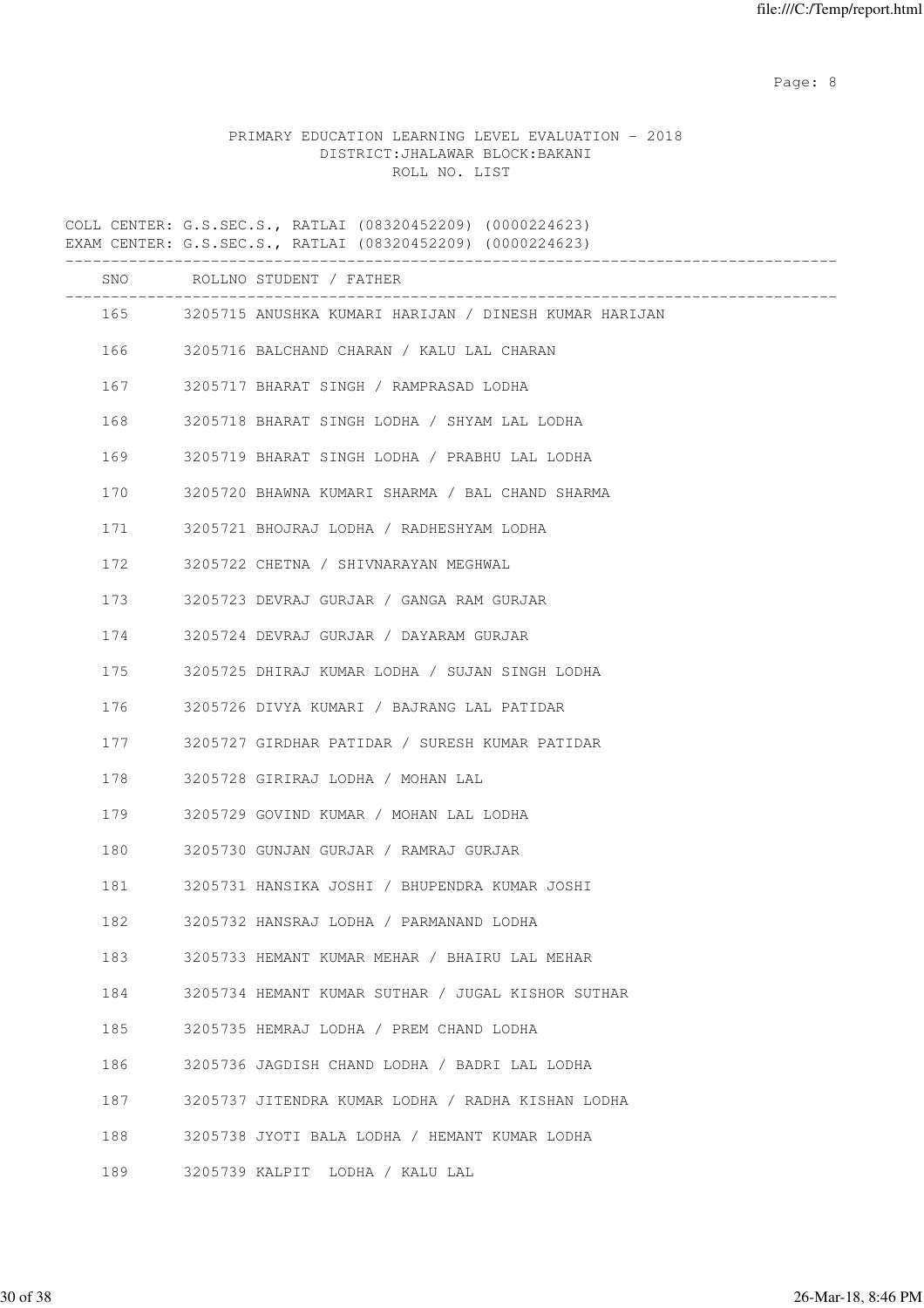PRIMARY EDUCATION LEARNING LEVEL EVALUATION - 2018
DISTRICT:JHALAWAR BLOCK:BAKANI
ROLL NO. LIST

COLL CENTER: G.S.SEC.S., RATLAI (08320452209) (0000224623)
EXAM CENTER: G.S.SEC.S., RATLAI (08320452209) (0000224623)

| SNO | ROLLNO | STUDENT / FATHER |
|---|---|---|
| 165 | 3205715 | ANUSHKA KUMARI HARIJAN / DINESH KUMAR HARIJAN |
| 166 | 3205716 | BALCHAND CHARAN / KALU LAL CHARAN |
| 167 | 3205717 | BHARAT SINGH / RAMPRASAD LODHA |
| 168 | 3205718 | BHARAT SINGH LODHA / SHYAM LAL LODHA |
| 169 | 3205719 | BHARAT SINGH LODHA / PRABHU LAL LODHA |
| 170 | 3205720 | BHAWNA KUMARI SHARMA / BAL CHAND SHARMA |
| 171 | 3205721 | BHOJRAJ LODHA / RADHESHYAM LODHA |
| 172 | 3205722 | CHETNA / SHIVNARAYAN MEGHWAL |
| 173 | 3205723 | DEVRAJ GURJAR / GANGA RAM GURJAR |
| 174 | 3205724 | DEVRAJ GURJAR / DAYARAM GURJAR |
| 175 | 3205725 | DHIRAJ KUMAR LODHA / SUJAN SINGH LODHA |
| 176 | 3205726 | DIVYA KUMARI / BAJRANG LAL PATIDAR |
| 177 | 3205727 | GIRDHAR PATIDAR / SURESH KUMAR PATIDAR |
| 178 | 3205728 | GIRIRAJ LODHA / MOHAN LAL |
| 179 | 3205729 | GOVIND KUMAR / MOHAN LAL LODHA |
| 180 | 3205730 | GUNJAN GURJAR / RAMRAJ GURJAR |
| 181 | 3205731 | HANSIKA JOSHI / BHUPENDRA KUMAR JOSHI |
| 182 | 3205732 | HANSRAJ LODHA / PARMANAND LODHA |
| 183 | 3205733 | HEMANT KUMAR MEHAR / BHAIRU LAL MEHAR |
| 184 | 3205734 | HEMANT KUMAR SUTHAR / JUGAL KISHOR SUTHAR |
| 185 | 3205735 | HEMRAJ LODHA / PREM CHAND LODHA |
| 186 | 3205736 | JAGDISH CHAND LODHA / BADRI LAL LODHA |
| 187 | 3205737 | JITENDRA KUMAR LODHA / RADHA KISHAN LODHA |
| 188 | 3205738 | JYOTI BALA LODHA / HEMANT KUMAR LODHA |
| 189 | 3205739 | KALPIT LODHA / KALU LAL |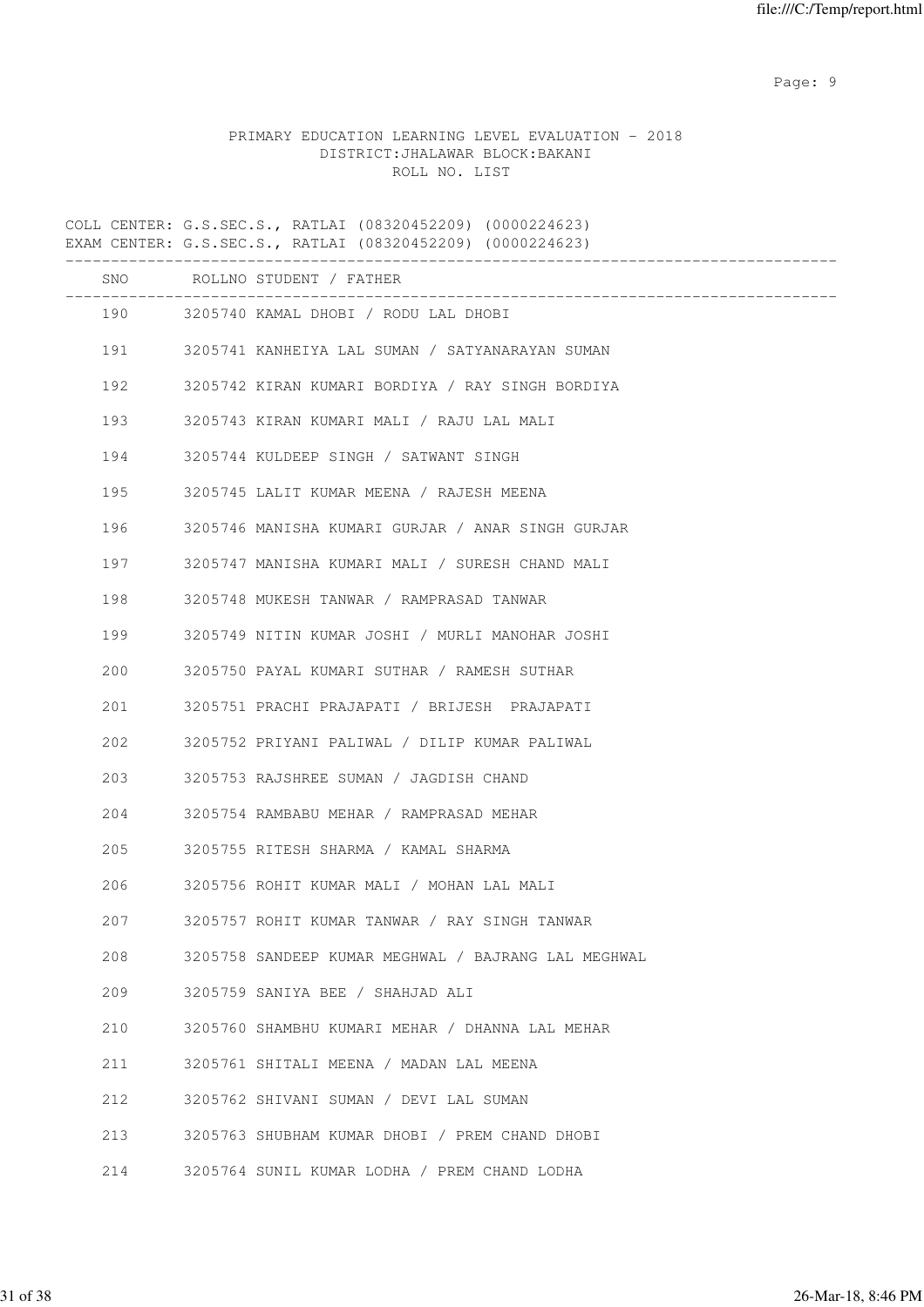PRIMARY EDUCATION LEARNING LEVEL EVALUATION - 2018
DISTRICT:JHALAWAR BLOCK:BAKANI
ROLL NO. LIST

COLL CENTER: G.S.SEC.S., RATLAI (08320452209) (0000224623)
EXAM CENTER: G.S.SEC.S., RATLAI (08320452209) (0000224623)

| SNO | ROLLNO | STUDENT / FATHER |
|---|---|---|
| 190 | 3205740 | KAMAL DHOBI / RODU LAL DHOBI |
| 191 | 3205741 | KANHEIYA LAL SUMAN / SATYANARAYAN SUMAN |
| 192 | 3205742 | KIRAN KUMARI BORDIYA / RAY SINGH BORDIYA |
| 193 | 3205743 | KIRAN KUMARI MALI / RAJU LAL MALI |
| 194 | 3205744 | KULDEEP SINGH / SATWANT SINGH |
| 195 | 3205745 | LALIT KUMAR MEENA / RAJESH MEENA |
| 196 | 3205746 | MANISHA KUMARI GURJAR / ANAR SINGH GURJAR |
| 197 | 3205747 | MANISHA KUMARI MALI / SURESH CHAND MALI |
| 198 | 3205748 | MUKESH TANWAR / RAMPRASAD TANWAR |
| 199 | 3205749 | NITIN KUMAR JOSHI / MURLI MANOHAR JOSHI |
| 200 | 3205750 | PAYAL KUMARI SUTHAR / RAMESH SUTHAR |
| 201 | 3205751 | PRACHI PRAJAPATI / BRIJESH PRAJAPATI |
| 202 | 3205752 | PRIYANI PALIWAL / DILIP KUMAR PALIWAL |
| 203 | 3205753 | RAJSHREE SUMAN / JAGDISH CHAND |
| 204 | 3205754 | RAMBABU MEHAR / RAMPRASAD MEHAR |
| 205 | 3205755 | RITESH SHARMA / KAMAL SHARMA |
| 206 | 3205756 | ROHIT KUMAR MALI / MOHAN LAL MALI |
| 207 | 3205757 | ROHIT KUMAR TANWAR / RAY SINGH TANWAR |
| 208 | 3205758 | SANDEEP KUMAR MEGHWAL / BAJRANG LAL MEGHWAL |
| 209 | 3205759 | SANIYA BEE / SHAHJAD ALI |
| 210 | 3205760 | SHAMBHU KUMARI MEHAR / DHANNA LAL MEHAR |
| 211 | 3205761 | SHITALI MEENA / MADAN LAL MEENA |
| 212 | 3205762 | SHIVANI SUMAN / DEVI LAL SUMAN |
| 213 | 3205763 | SHUBHAM KUMAR DHOBI / PREM CHAND DHOBI |
| 214 | 3205764 | SUNIL KUMAR LODHA / PREM CHAND LODHA |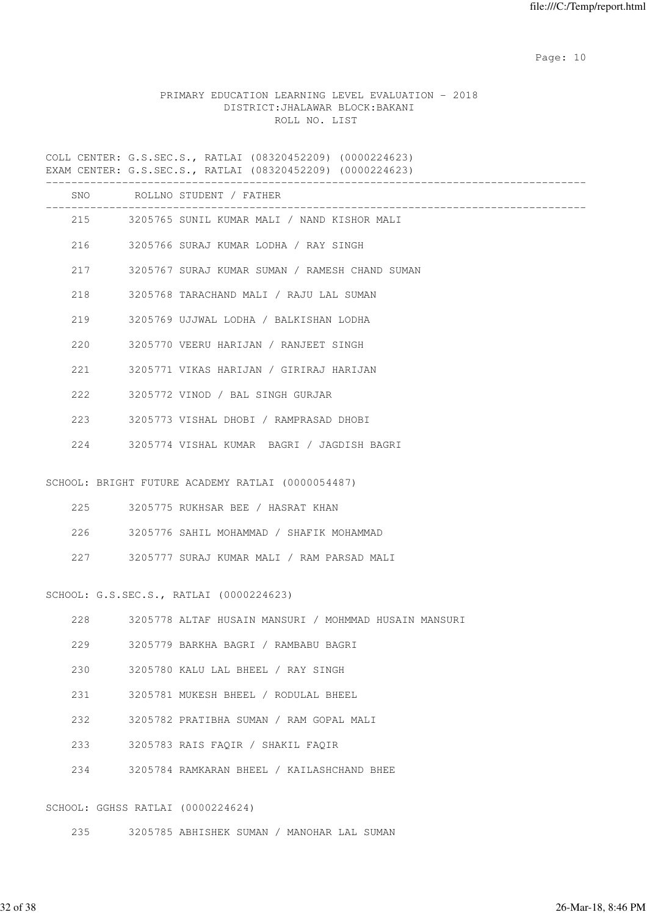PRIMARY EDUCATION LEARNING LEVEL EVALUATION - 2018
DISTRICT:JHALAWAR BLOCK:BAKANI
ROLL NO. LIST

COLL CENTER: G.S.SEC.S., RATLAI (08320452209) (0000224623)
EXAM CENTER: G.S.SEC.S., RATLAI (08320452209) (0000224623)

| SNO | ROLLNO | STUDENT / FATHER |
|---|---|---|
| 215 | 3205765 | SUNIL KUMAR MALI / NAND KISHOR MALI |
| 216 | 3205766 | SURAJ KUMAR LODHA / RAY SINGH |
| 217 | 3205767 | SURAJ KUMAR SUMAN / RAMESH CHAND SUMAN |
| 218 | 3205768 | TARACHAND MALI / RAJU LAL SUMAN |
| 219 | 3205769 | UJJWAL LODHA / BALKISHAN LODHA |
| 220 | 3205770 | VEERU HARIJAN / RANJEET SINGH |
| 221 | 3205771 | VIKAS HARIJAN / GIRIRAJ HARIJAN |
| 222 | 3205772 | VINOD / BAL SINGH GURJAR |
| 223 | 3205773 | VISHAL DHOBI / RAMPRASAD DHOBI |
| 224 | 3205774 | VISHAL KUMAR BAGRI / JAGDISH BAGRI |

SCHOOL: BRIGHT FUTURE ACADEMY RATLAI (0000054487)

| SNO | ROLLNO | STUDENT / FATHER |
|---|---|---|
| 225 | 3205775 | RUKHSAR BEE / HASRAT KHAN |
| 226 | 3205776 | SAHIL MOHAMMAD / SHAFIK MOHAMMAD |
| 227 | 3205777 | SURAJ KUMAR MALI / RAM PARSAD MALI |

SCHOOL: G.S.SEC.S., RATLAI (0000224623)

| SNO | ROLLNO | STUDENT / FATHER |
|---|---|---|
| 228 | 3205778 | ALTAF HUSAIN MANSURI / MOHMMAD HUSAIN MANSURI |
| 229 | 3205779 | BARKHA BAGRI / RAMBABU BAGRI |
| 230 | 3205780 | KALU LAL BHEEL / RAY SINGH |
| 231 | 3205781 | MUKESH BHEEL / RODULAL BHEEL |
| 232 | 3205782 | PRATIBHA SUMAN / RAM GOPAL MALI |
| 233 | 3205783 | RAIS FAQIR / SHAKIL FAQIR |
| 234 | 3205784 | RAMKARAN BHEEL / KAILASHCHAND BHEE |

SCHOOL: GGHSS RATLAI (0000224624)

| SNO | ROLLNO | STUDENT / FATHER |
|---|---|---|
| 235 | 3205785 | ABHISHEK SUMAN / MANOHAR LAL SUMAN |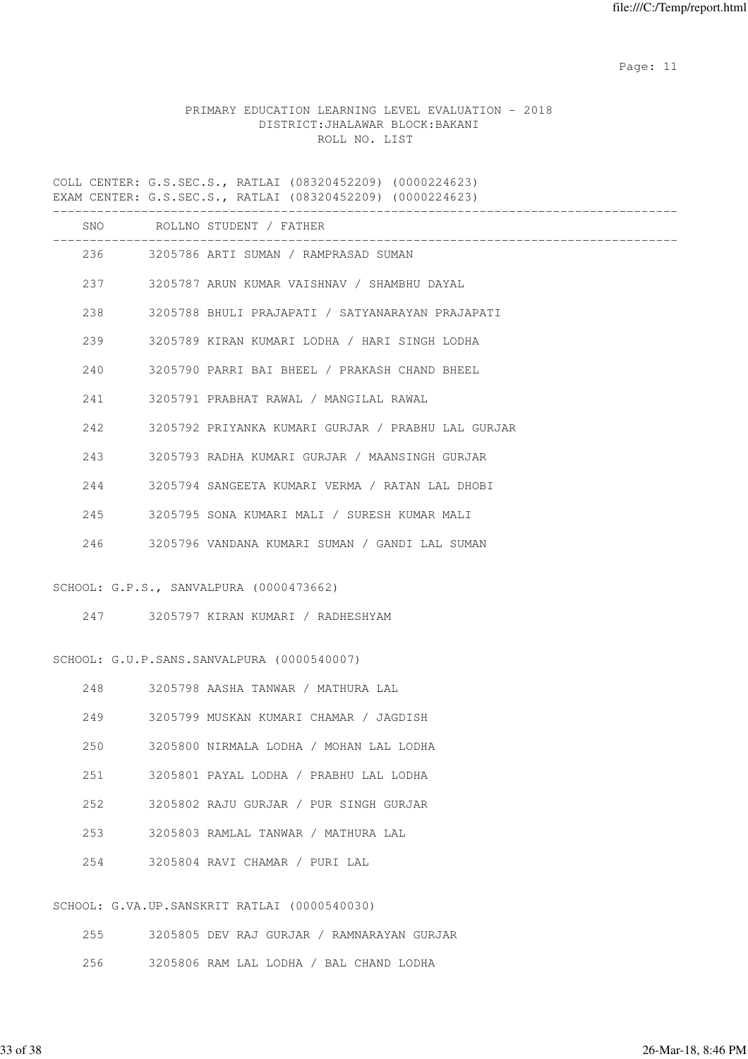PRIMARY EDUCATION LEARNING LEVEL EVALUATION - 2018
DISTRICT:JHALAWAR BLOCK:BAKANI
ROLL NO. LIST

COLL CENTER: G.S.SEC.S., RATLAI (08320452209) (0000224623)
EXAM CENTER: G.S.SEC.S., RATLAI (08320452209) (0000224623)

| SNO | ROLLNO | STUDENT / FATHER |
|---|---|---|
| 236 | 3205786 | ARTI SUMAN / RAMPRASAD SUMAN |
| 237 | 3205787 | ARUN KUMAR VAISHNAV / SHAMBHU DAYAL |
| 238 | 3205788 | BHULI PRAJAPATI / SATYANARAYAN PRAJAPATI |
| 239 | 3205789 | KIRAN KUMARI LODHA / HARI SINGH LODHA |
| 240 | 3205790 | PARRI BAI BHEEL / PRAKASH CHAND BHEEL |
| 241 | 3205791 | PRABHAT RAWAL / MANGILAL RAWAL |
| 242 | 3205792 | PRIYANKA KUMARI GURJAR / PRABHU LAL GURJAR |
| 243 | 3205793 | RADHA KUMARI GURJAR / MAANSINGH GURJAR |
| 244 | 3205794 | SANGEETA KUMARI VERMA / RATAN LAL DHOBI |
| 245 | 3205795 | SONA KUMARI MALI / SURESH KUMAR MALI |
| 246 | 3205796 | VANDANA KUMARI SUMAN / GANDI LAL SUMAN |

SCHOOL: G.P.S., SANVALPURA (0000473662)

| SNO | ROLLNO | STUDENT / FATHER |
|---|---|---|
| 247 | 3205797 | KIRAN KUMARI / RADHESHYAM |

SCHOOL: G.U.P.SANS.SANVALPURA (0000540007)

| SNO | ROLLNO | STUDENT / FATHER |
|---|---|---|
| 248 | 3205798 | AASHA TANWAR / MATHURA LAL |
| 249 | 3205799 | MUSKAN KUMARI CHAMAR / JAGDISH |
| 250 | 3205800 | NIRMALA LODHA / MOHAN LAL LODHA |
| 251 | 3205801 | PAYAL LODHA / PRABHU LAL LODHA |
| 252 | 3205802 | RAJU GURJAR / PUR SINGH GURJAR |
| 253 | 3205803 | RAMLAL TANWAR / MATHURA LAL |
| 254 | 3205804 | RAVI CHAMAR / PURI LAL |

SCHOOL: G.VA.UP.SANSKRIT RATLAI (0000540030)

| SNO | ROLLNO | STUDENT / FATHER |
|---|---|---|
| 255 | 3205805 | DEV RAJ GURJAR / RAMNARAYAN GURJAR |
| 256 | 3205806 | RAM LAL LODHA / BAL CHAND LODHA |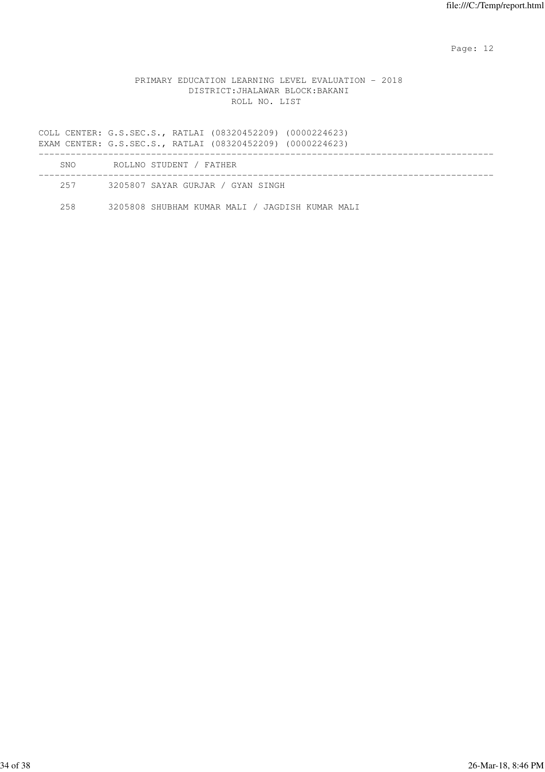PRIMARY EDUCATION LEARNING LEVEL EVALUATION - 2018
DISTRICT:JHALAWAR BLOCK:BAKANI
ROLL NO. LIST

COLL CENTER: G.S.SEC.S., RATLAI (08320452209) (0000224623)
EXAM CENTER: G.S.SEC.S., RATLAI (08320452209) (0000224623)

| SNO | ROLLNO | STUDENT / FATHER |
|---|---|---|
| 257 | 3205807 | SAYAR GURJAR / GYAN SINGH |
| 258 | 3205808 | SHUBHAM KUMAR MALI / JAGDISH KUMAR MALI |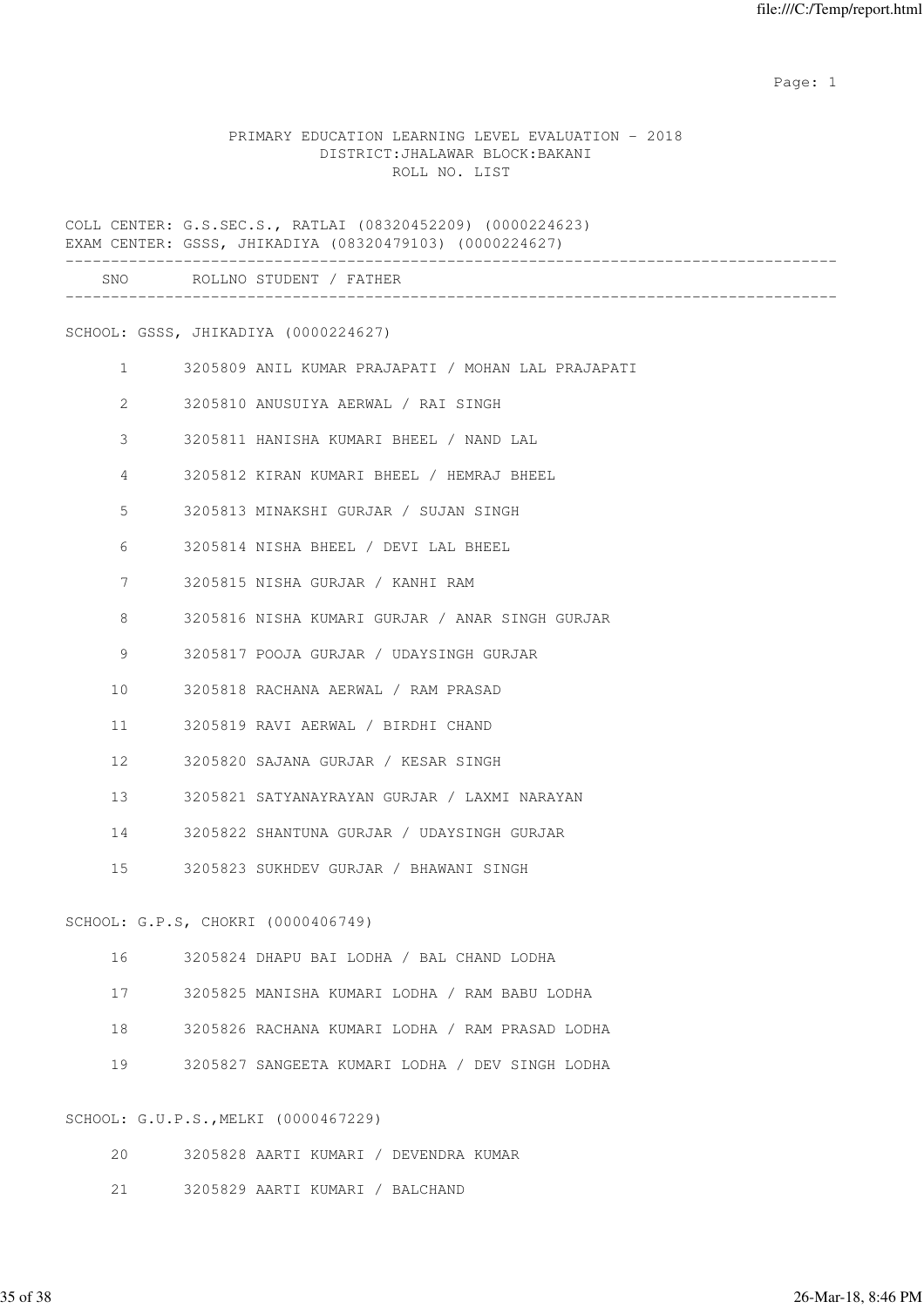PRIMARY EDUCATION LEARNING LEVEL EVALUATION - 2018
DISTRICT:JHALAWAR BLOCK:BAKANI
ROLL NO. LIST

COLL CENTER: G.S.SEC.S., RATLAI (08320452209) (0000224623)
EXAM CENTER: GSSS, JHIKADIYA (08320479103) (0000224627)

| SNO | ROLLNO | STUDENT / FATHER |
|---|---|---|

SCHOOL: GSSS, JHIKADIYA (0000224627)

| SNO | ROLLNO | STUDENT / FATHER |
|---|---|---|
| 1 | 3205809 | ANIL KUMAR PRAJAPATI / MOHAN LAL PRAJAPATI |
| 2 | 3205810 | ANUSUIYA AERWAL / RAI SINGH |
| 3 | 3205811 | HANISHA KUMARI BHEEL / NAND LAL |
| 4 | 3205812 | KIRAN KUMARI BHEEL / HEMRAJ BHEEL |
| 5 | 3205813 | MINAKSHI GURJAR / SUJAN SINGH |
| 6 | 3205814 | NISHA BHEEL / DEVI LAL BHEEL |
| 7 | 3205815 | NISHA GURJAR / KANHI RAM |
| 8 | 3205816 | NISHA KUMARI GURJAR / ANAR SINGH GURJAR |
| 9 | 3205817 | POOJA GURJAR / UDAYSINGH GURJAR |
| 10 | 3205818 | RACHANA AERWAL / RAM PRASAD |
| 11 | 3205819 | RAVI AERWAL / BIRDHI CHAND |
| 12 | 3205820 | SAJANA GURJAR / KESAR SINGH |
| 13 | 3205821 | SATYANAYRAYAN GURJAR / LAXMI NARAYAN |
| 14 | 3205822 | SHANTUNA GURJAR / UDAYSINGH GURJAR |
| 15 | 3205823 | SUKHDEV GURJAR / BHAWANI SINGH |

SCHOOL: G.P.S, CHOKRI (0000406749)

| SNO | ROLLNO | STUDENT / FATHER |
|---|---|---|
| 16 | 3205824 | DHAPU BAI LODHA / BAL CHAND LODHA |
| 17 | 3205825 | MANISHA KUMARI LODHA / RAM BABU LODHA |
| 18 | 3205826 | RACHANA KUMARI LODHA / RAM PRASAD LODHA |
| 19 | 3205827 | SANGEETA KUMARI LODHA / DEV SINGH LODHA |

SCHOOL: G.U.P.S.,MELKI (0000467229)

| SNO | ROLLNO | STUDENT / FATHER |
|---|---|---|
| 20 | 3205828 | AARTI KUMARI / DEVENDRA KUMAR |
| 21 | 3205829 | AARTI KUMARI / BALCHAND |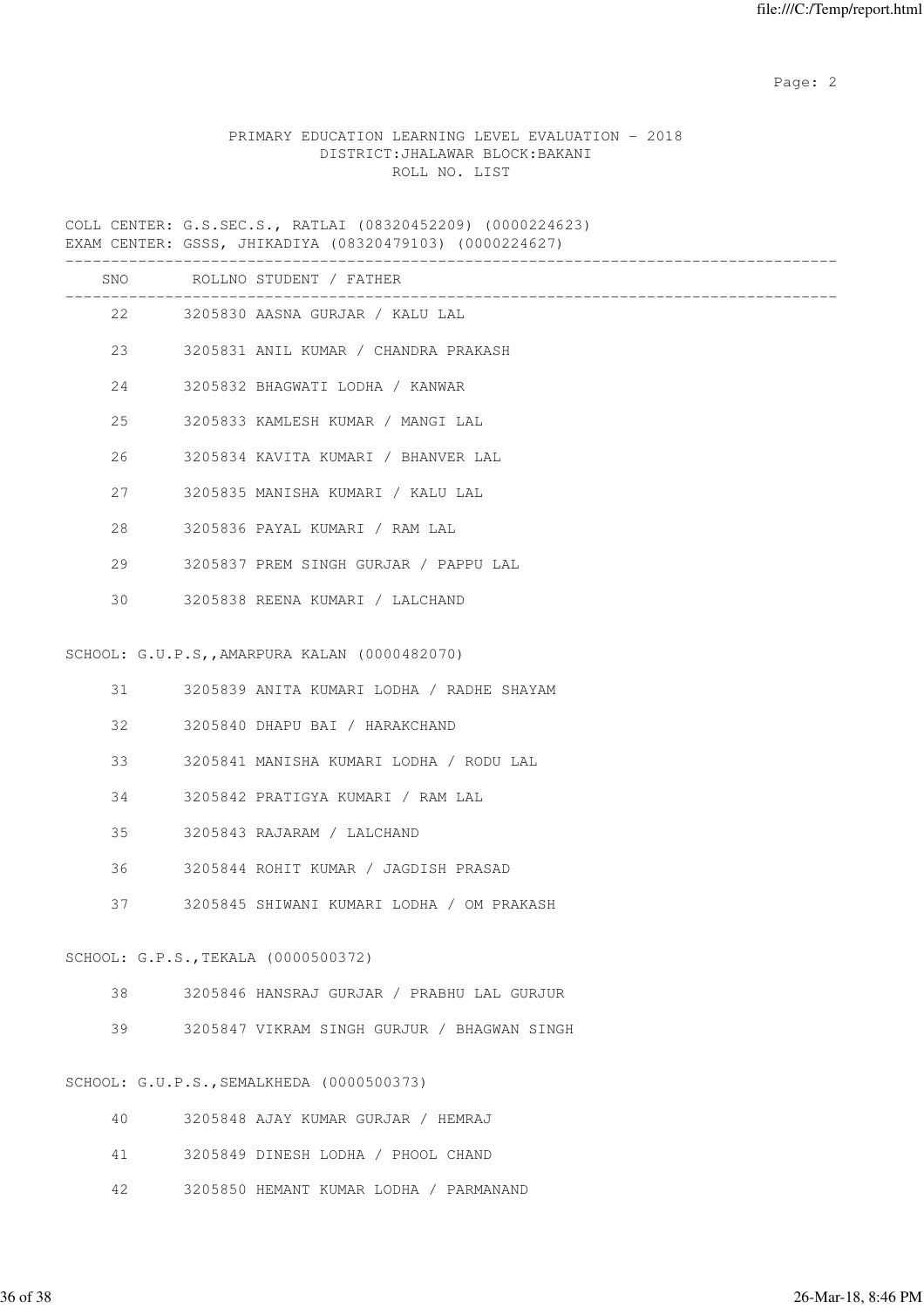PRIMARY EDUCATION LEARNING LEVEL EVALUATION - 2018
DISTRICT:JHALAWAR BLOCK:BAKANI
ROLL NO. LIST

COLL CENTER: G.S.SEC.S., RATLAI (08320452209) (0000224623)
EXAM CENTER: GSSS, JHIKADIYA (08320479103) (0000224627)

| SNO | ROLLNO | STUDENT / FATHER |
|---|---|---|
| 22 | 3205830 | AASNA GURJAR / KALU LAL |
| 23 | 3205831 | ANIL KUMAR / CHANDRA PRAKASH |
| 24 | 3205832 | BHAGWATI LODHA / KANWAR |
| 25 | 3205833 | KAMLESH KUMAR / MANGI LAL |
| 26 | 3205834 | KAVITA KUMARI / BHANVER LAL |
| 27 | 3205835 | MANISHA KUMARI / KALU LAL |
| 28 | 3205836 | PAYAL KUMARI / RAM LAL |
| 29 | 3205837 | PREM SINGH GURJAR / PAPPU LAL |
| 30 | 3205838 | REENA KUMARI / LALCHAND |

SCHOOL: G.U.P.S,,AMARPURA KALAN (0000482070)

| SNO | ROLLNO | STUDENT / FATHER |
|---|---|---|
| 31 | 3205839 | ANITA KUMARI LODHA / RADHE SHAYAM |
| 32 | 3205840 | DHAPU BAI / HARAKCHAND |
| 33 | 3205841 | MANISHA KUMARI LODHA / RODU LAL |
| 34 | 3205842 | PRATIGYA KUMARI / RAM LAL |
| 35 | 3205843 | RAJARAM / LALCHAND |
| 36 | 3205844 | ROHIT KUMAR / JAGDISH PRASAD |
| 37 | 3205845 | SHIWANI KUMARI LODHA / OM PRAKASH |

SCHOOL: G.P.S.,TEKALA (0000500372)

| SNO | ROLLNO | STUDENT / FATHER |
|---|---|---|
| 38 | 3205846 | HANSRAJ GURJAR / PRABHU LAL GURJUR |
| 39 | 3205847 | VIKRAM SINGH GURJUR / BHAGWAN SINGH |

SCHOOL: G.U.P.S.,SEMALKHEDA (0000500373)

| SNO | ROLLNO | STUDENT / FATHER |
|---|---|---|
| 40 | 3205848 | AJAY KUMAR GURJAR / HEMRAJ |
| 41 | 3205849 | DINESH LODHA / PHOOL CHAND |
| 42 | 3205850 | HEMANT KUMAR LODHA / PARMANAND |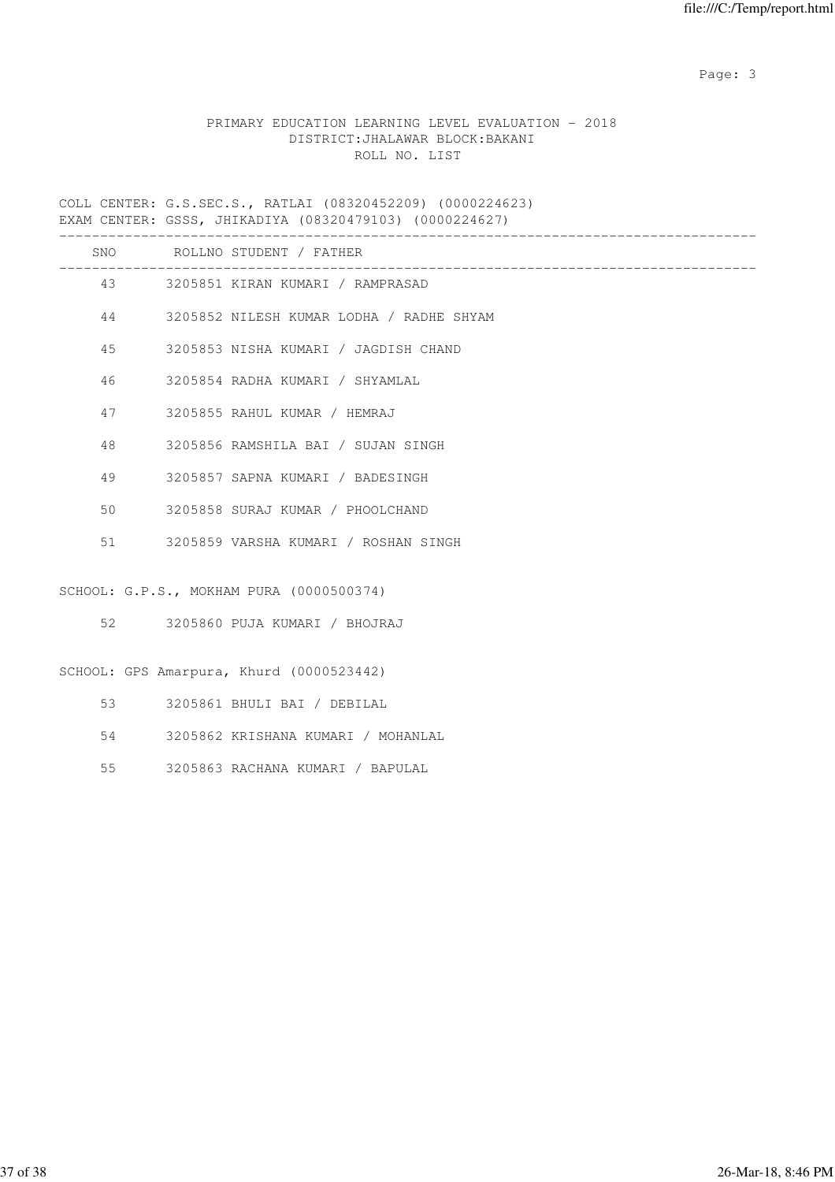PRIMARY EDUCATION LEARNING LEVEL EVALUATION - 2018
DISTRICT:JHALAWAR BLOCK:BAKANI
ROLL NO. LIST

COLL CENTER: G.S.SEC.S., RATLAI (08320452209) (0000224623)
EXAM CENTER: GSSS, JHIKADIYA (08320479103) (0000224627)

| SNO | ROLLNO | STUDENT / FATHER |
|---|---|---|
| 43 | 3205851 | KIRAN KUMARI / RAMPRASAD |
| 44 | 3205852 | NILESH KUMAR LODHA / RADHE SHYAM |
| 45 | 3205853 | NISHA KUMARI / JAGDISH CHAND |
| 46 | 3205854 | RADHA KUMARI / SHYAMLAL |
| 47 | 3205855 | RAHUL KUMAR / HEMRAJ |
| 48 | 3205856 | RAMSHILA BAI / SUJAN SINGH |
| 49 | 3205857 | SAPNA KUMARI / BADESINGH |
| 50 | 3205858 | SURAJ KUMAR / PHOOLCHAND |
| 51 | 3205859 | VARSHA KUMARI / ROSHAN SINGH |

SCHOOL: G.P.S., MOKHAM PURA (0000500374)

| SNO | ROLLNO | STUDENT / FATHER |
|---|---|---|
| 52 | 3205860 | PUJA KUMARI / BHOJRAJ |

SCHOOL: GPS Amarpura, Khurd (0000523442)

| SNO | ROLLNO | STUDENT / FATHER |
|---|---|---|
| 53 | 3205861 | BHULI BAI / DEBILAL |
| 54 | 3205862 | KRISHANA KUMARI / MOHANLAL |
| 55 | 3205863 | RACHANA KUMARI / BAPULAL |